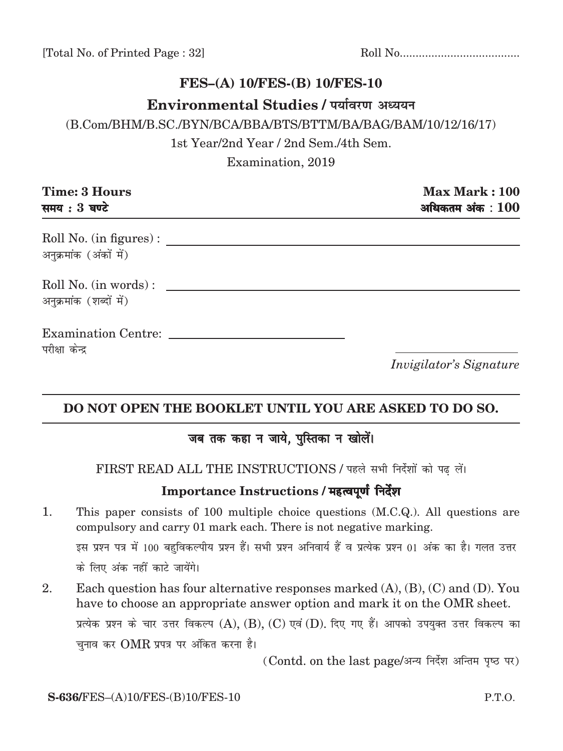[Total No. of Printed Page : 32] Roll No......................................

## FES–(A) 10/FES-(B) 10/FES-10

## Environmental Studies / पर्यावरण अध्ययन

(B.Com/BHM/B.SC./BYN/BCA/BBA/BTS/BTTM/BA/BAG/BAM/10/12/16/17)

1st Year/2nd Year / 2nd Sem./4th Sem.

Examination, 2019

| **Time: 3 Hours** | **Max Mark : 100** |
|---|---|
| **समय : 3 घण्टे** | **अधिकतम अंक : 100** |

Roll No. (in figures) : ______________________
अनुक्रमांक (अंकों में)

Roll No. (in words) : ______________________
अनुक्रमांक (शब्दों में)

Examination Centre: ______________________
परीक्षा केन्द्र

______________________
*Invigilator's Signature*

**DO NOT OPEN THE BOOKLET UNTIL YOU ARE ASKED TO DO SO.**

**जब तक कहा न जाये, पुस्तिका न खोलें।**

FIRST READ ALL THE INSTRUCTIONS / पहले सभी निर्देशों को पढ़ लें।

### Importance Instructions / महत्वपूर्ण निर्देश

1. This paper consists of 100 multiple choice questions (M.C.Q.). All questions are compulsory and carry 01 mark each. There is not negative marking.

   इस प्रश्न पत्र में 100 बहुविकल्पीय प्रश्न हैं। सभी प्रश्न अनिवार्य हैं व प्रत्येक प्रश्न 01 अंक का है। गलत उत्तर के लिए अंक नहीं काटे जायेंगे।

2. Each question has four alternative responses marked (A), (B), (C) and (D). You have to choose an appropriate answer option and mark it on the OMR sheet.

   प्रत्येक प्रश्न के चार उत्तर विकल्प (A), (B), (C) एवं (D). दिए गए हैं। आपको उपयुक्त उत्तर विकल्प का चुनाव कर OMR प्रपत्र पर अंकित करना है।

(Contd. on the last page/अन्य निर्देश अन्तिम पृष्ठ पर)

**S-636/**FES–(A)10/FES-(B)10/FES-10 P.T.O.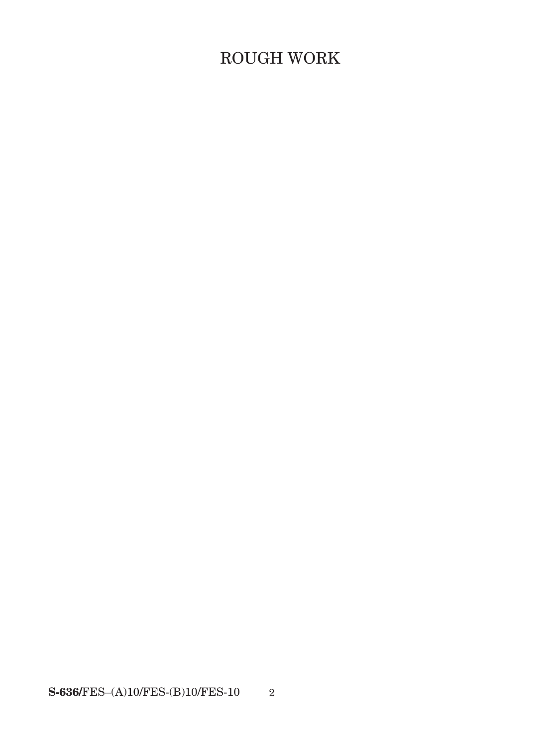# ROUGH WORK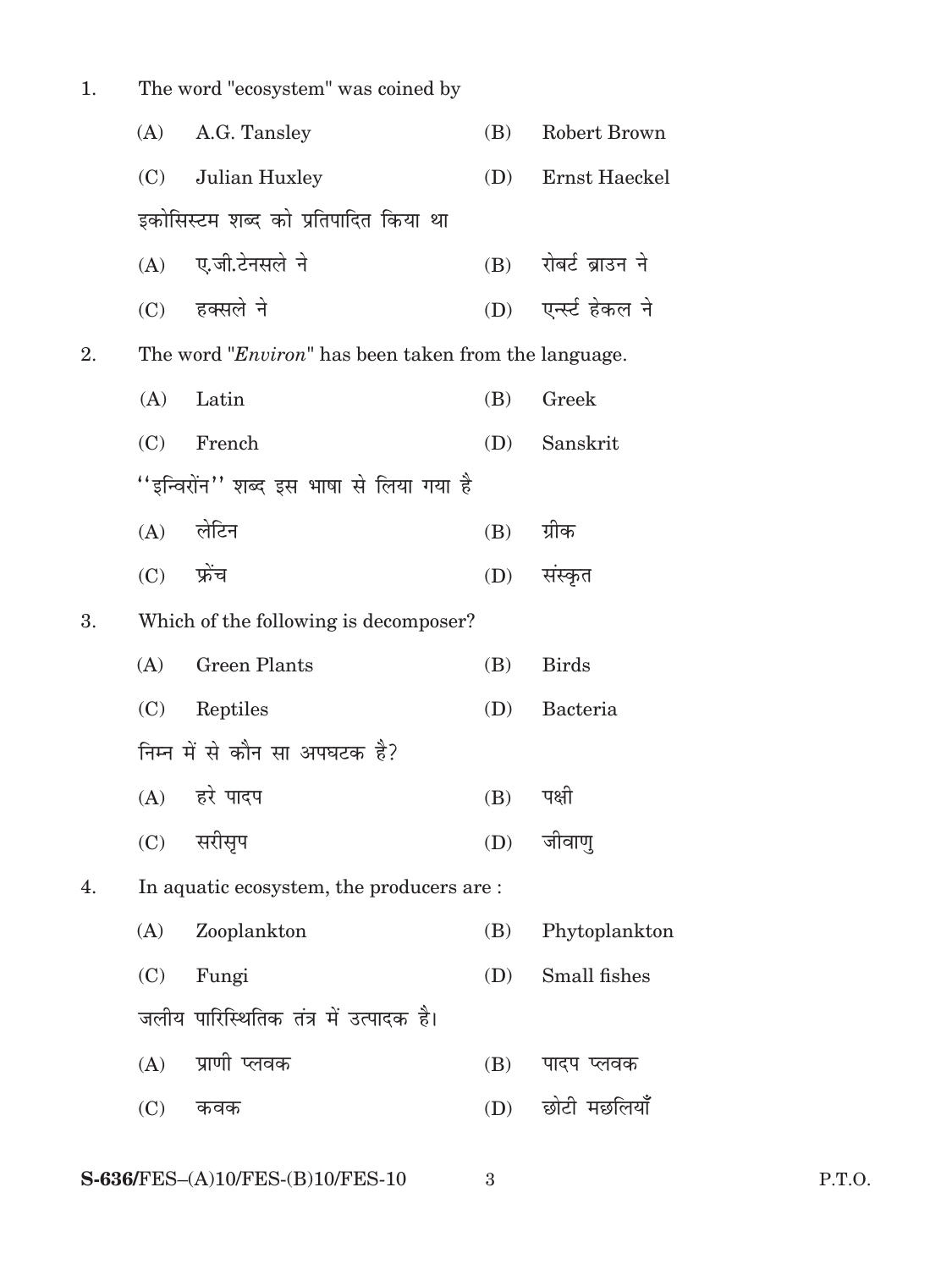1. The word "ecosystem" was coined by

   (A) A.G. Tansley (B) Robert Brown

   (C) Julian Huxley (D) Ernst Haeckel

   इकोसिस्टम शब्द को प्रतिपादित किया था

   (A) ए.जी.टेनसले ने (B) रोबर्ट ब्राउन ने

   (C) हक्सले ने (D) एर्न्स्ट हेकल ने

2. The word "*Environ*" has been taken from the language.

   (A) Latin (B) Greek

   (C) French (D) Sanskrit

   ''इन्विरोंन'' शब्द इस भाषा से लिया गया है

   (A) लेटिन (B) ग्रीक

   (C) फ्रेंच (D) संस्कृत

3. Which of the following is decomposer?

   (A) Green Plants (B) Birds

   (C) Reptiles (D) Bacteria

   निम्न में से कौन सा अपघटक है?

   (A) हरे पादप (B) पक्षी

   (C) सरीसृप (D) जीवाणु

4. In aquatic ecosystem, the producers are :

   (A) Zooplankton (B) Phytoplankton

   (C) Fungi (D) Small fishes

   जलीय पारिस्थितिक तंत्र में उत्पादक है।

   (A) प्राणी प्लवक (B) पादप प्लवक

   (C) कवक (D) छोटी मछलियाँ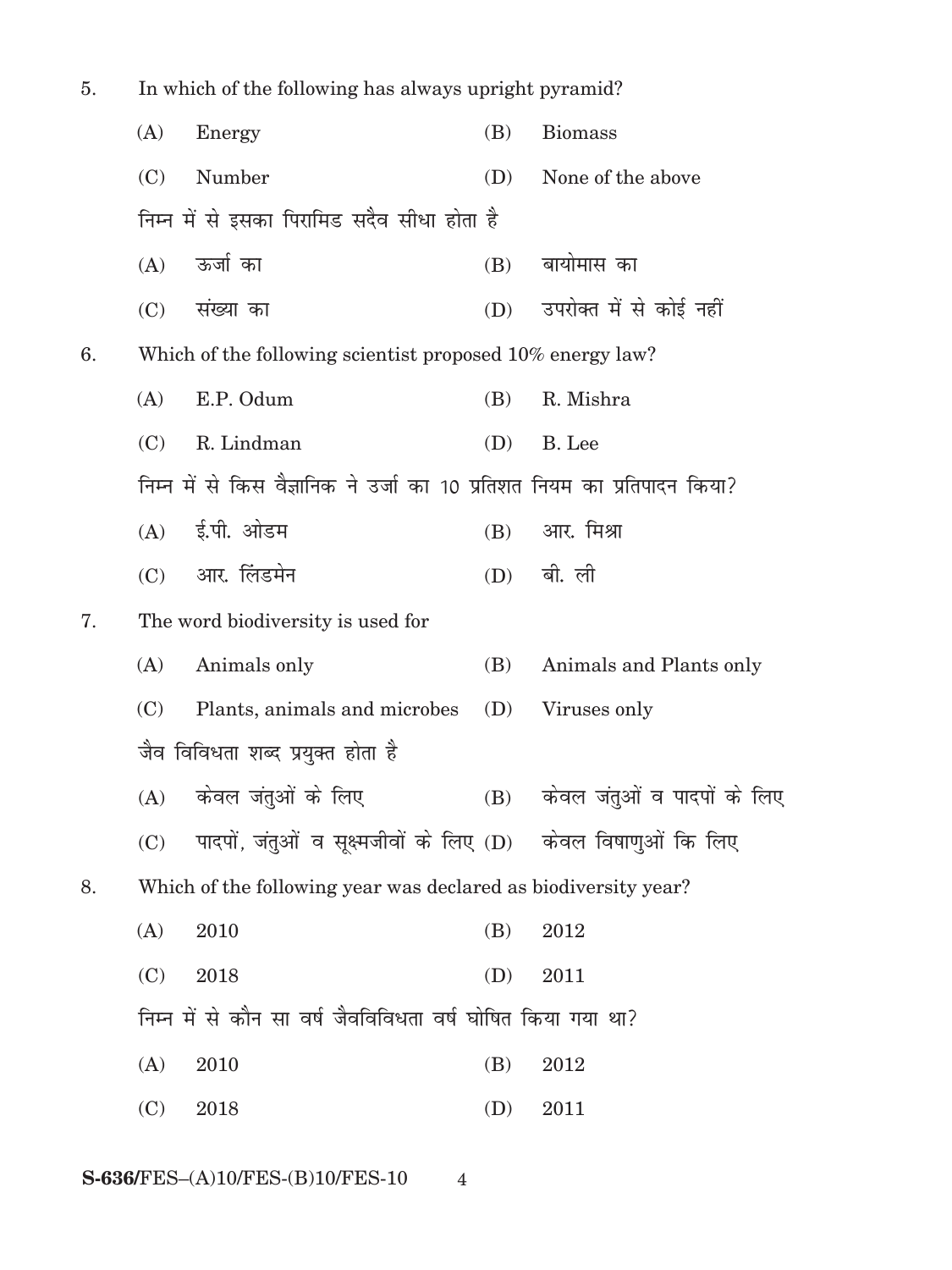5. In which of the following has always upright pyramid?

(A) Energy (B) Biomass

(C) Number (D) None of the above

निम्न में से इसका पिरामिड सदैव सीधा होता है

(A) ऊर्जा का (B) बायोमास का

(C) संख्या का (D) उपरोक्त में से कोई नहीं

6. Which of the following scientist proposed 10% energy law?

(A) E.P. Odum (B) R. Mishra

(C) R. Lindman (D) B. Lee

निम्न में से किस वैज्ञानिक ने उर्जा का 10 प्रतिशत नियम का प्रतिपादन किया?

(A) ई.पी. ओडम (B) आर. मिश्रा

(C) आर. लिंडमेन (D) बी. ली

7. The word biodiversity is used for

(A) Animals only (B) Animals and Plants only

(C) Plants, animals and microbes (D) Viruses only

जैव विविधता शब्द प्रयुक्त होता है

(A) केवल जंतुओं के लिए (B) केवल जंतुओं व पादपों के लिए

(C) पादपों, जंतुओं व सूक्ष्मजीवों के लिए (D) केवल विषाणुओं कि लिए

8. Which of the following year was declared as biodiversity year?

(A) 2010 (B) 2012

(C) 2018 (D) 2011

निम्न में से कौन सा वर्ष जैवविविधता वर्ष घोषित किया गया था?

(A) 2010 (B) 2012

(C) 2018 (D) 2011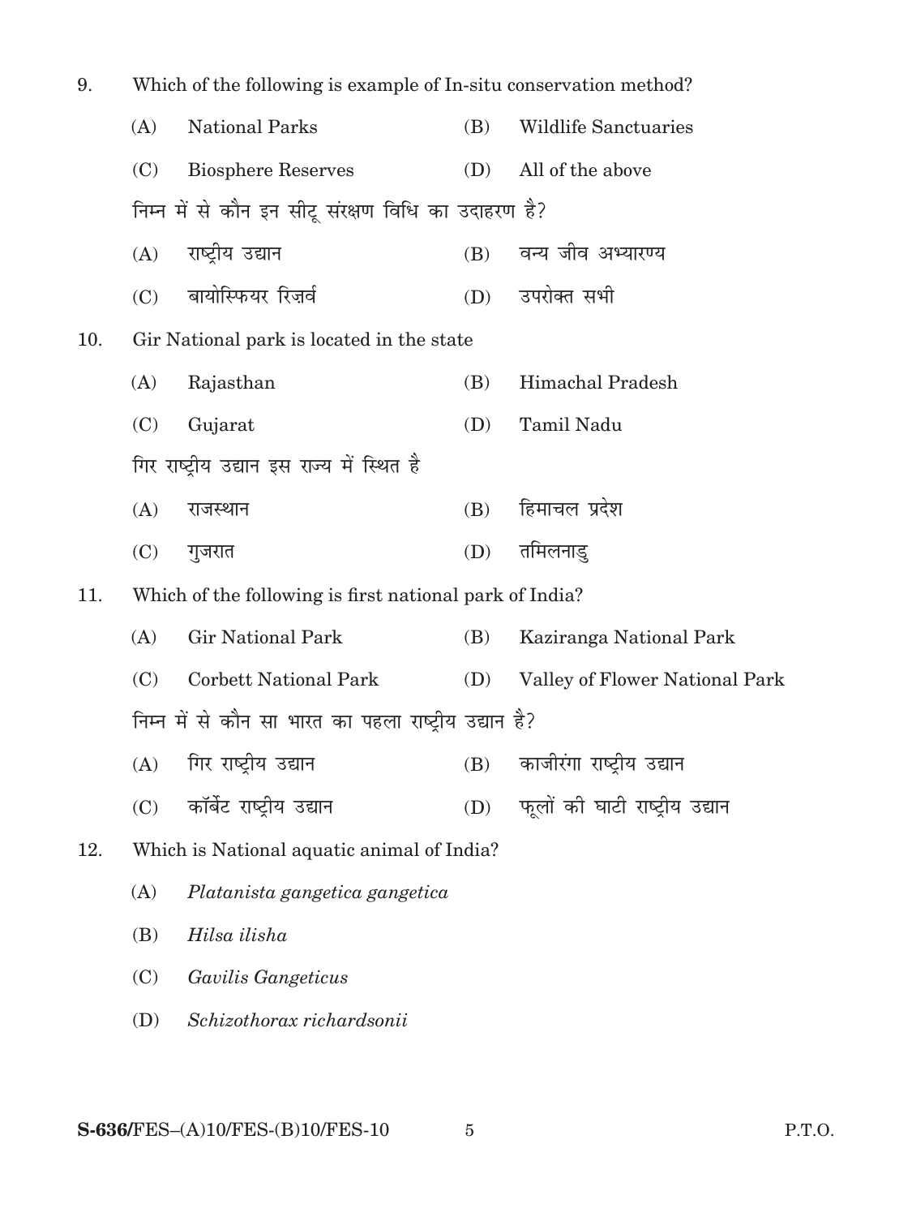9. Which of the following is example of In-situ conservation method?

   (A) National Parks (B) Wildlife Sanctuaries

   (C) Biosphere Reserves (D) All of the above

   निम्न में से कौन इन सीटू संरक्षण विधि का उदाहरण है?

   (A) राष्ट्रीय उद्यान (B) वन्य जीव अभ्यारण्य

   (C) बायोस्फियर रिज़र्व (D) उपरोक्त सभी

10. Gir National park is located in the state

    (A) Rajasthan (B) Himachal Pradesh

    (C) Gujarat (D) Tamil Nadu

    गिर राष्ट्रीय उद्यान इस राज्य में स्थित है

    (A) राजस्थान (B) हिमाचल प्रदेश

    (C) गुजरात (D) तमिलनाडु

11. Which of the following is first national park of India?

    (A) Gir National Park (B) Kaziranga National Park

    (C) Corbett National Park (D) Valley of Flower National Park

    निम्न में से कौन सा भारत का पहला राष्ट्रीय उद्यान है?

    (A) गिर राष्ट्रीय उद्यान (B) काजीरंगा राष्ट्रीय उद्यान

    (C) कॉर्बेट राष्ट्रीय उद्यान (D) फूलों की घाटी राष्ट्रीय उद्यान

12. Which is National aquatic animal of India?

    (A) *Platanista gangetica gangetica*

    (B) *Hilsa ilisha*

    (C) *Gavilis Gangeticus*

    (D) *Schizothorax richardsonii*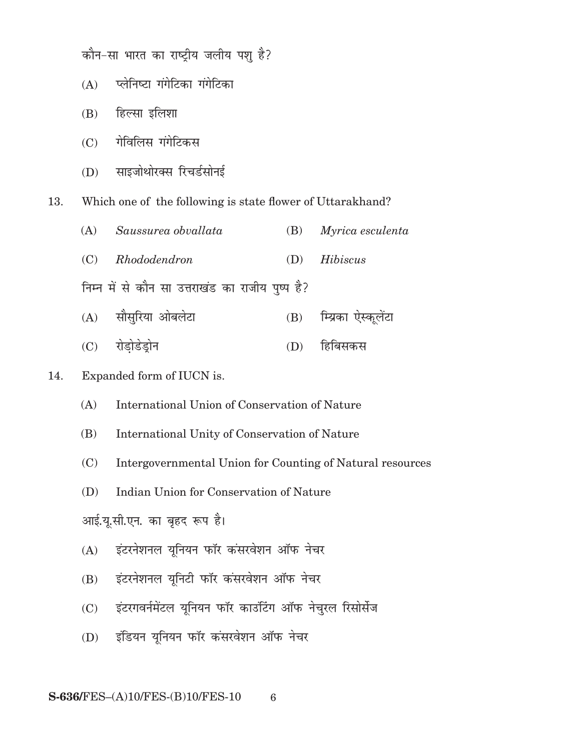कौन-सा भारत का राष्ट्रीय जलीय पशु है?

(A) प्लेनिष्टा गंगेटिका गंगेटिका

(B) हिल्सा इलिशा

(C) गेविलिस गंगेटिकस

(D) साइजोथोरक्स रिचर्डसोनई

13. Which one of the following is state flower of Uttarakhand?

(A) *Saussurea obvallata*

(B) *Myrica esculenta*

(C) *Rhododendron*

(D) *Hibiscus*

निम्न में से कौन सा उत्तराखंड का राजीय पुष्प है?

(A) सौसुरिया ओबलेटा

(B) म्यिका ऐस्कूलेंटा

(C) रोड़ोडेड्रोन

(D) हिबिसकस

14. Expanded form of IUCN is.

(A) International Union of Conservation of Nature

(B) International Unity of Conservation of Nature

(C) Intergovernmental Union for Counting of Natural resources

(D) Indian Union for Conservation of Nature

आई.यू.सी.एन. का बृहद रूप है।

(A) इंटरनेशनल यूनियन फॉर कंसरवेशन ऑफ नेचर

(B) इंटरनेशनल यूनिटी फॉर कंसरवेशन ऑफ नेचर

(C) इंटरगवर्नमेंटल यूनियन फॉर काउंटिंग ऑफ नेचुरल रिसोर्सेज

(D) इंडियन यूनियन फॉर कंसरवेशन ऑफ नेचर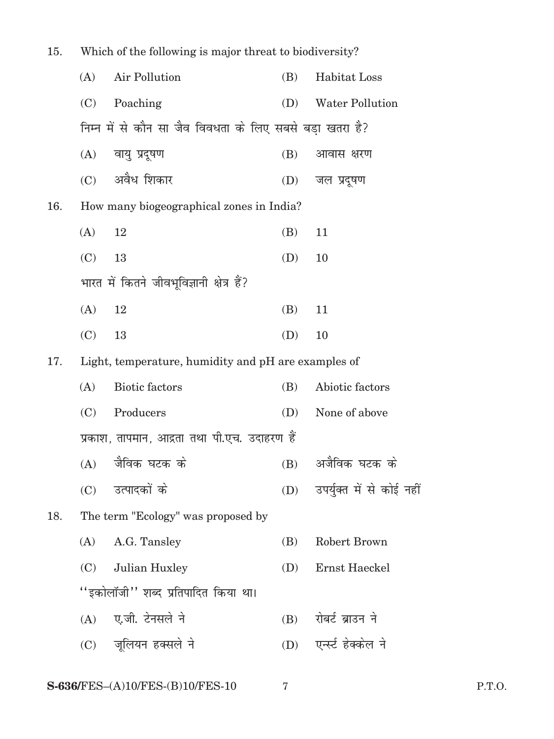15. Which of the following is major threat to biodiversity?

(A) Air Pollution (B) Habitat Loss

(C) Poaching (D) Water Pollution

निम्न में से कौन सा जैव विवधता के लिए सबसे बड़ा खतरा है?

(A) वायु प्रदूषण (B) आवास क्षरण

(C) अवैध शिकार (D) जल प्रदूषण

16. How many biogeographical zones in India?

(A) 12 (B) 11

(C) 13 (D) 10

भारत में कितने जीवभूविज्ञानी क्षेत्र हैं?

(A) 12 (B) 11

(C) 13 (D) 10

17. Light, temperature, humidity and pH are examples of

(A) Biotic factors (B) Abiotic factors

(C) Producers (D) None of above

प्रकाश, तापमान, आद्रता तथा पी.एच. उदाहरण हैं

(A) जैविक घटक के (B) अजैविक घटक के

(C) उत्पादकों के (D) उपर्युक्त में से कोई नहीं

18. The term "Ecology" was proposed by

(A) A.G. Tansley (B) Robert Brown

(C) Julian Huxley (D) Ernst Haeckel

''इकोलॉजी'' शब्द प्रतिपादित किया था।

(A) ए.जी. टेनसले ने (B) रोबर्ट ब्राउन ने

(C) जूलियन हक्सले ने (D) एर्न्स्ट हेक्केल ने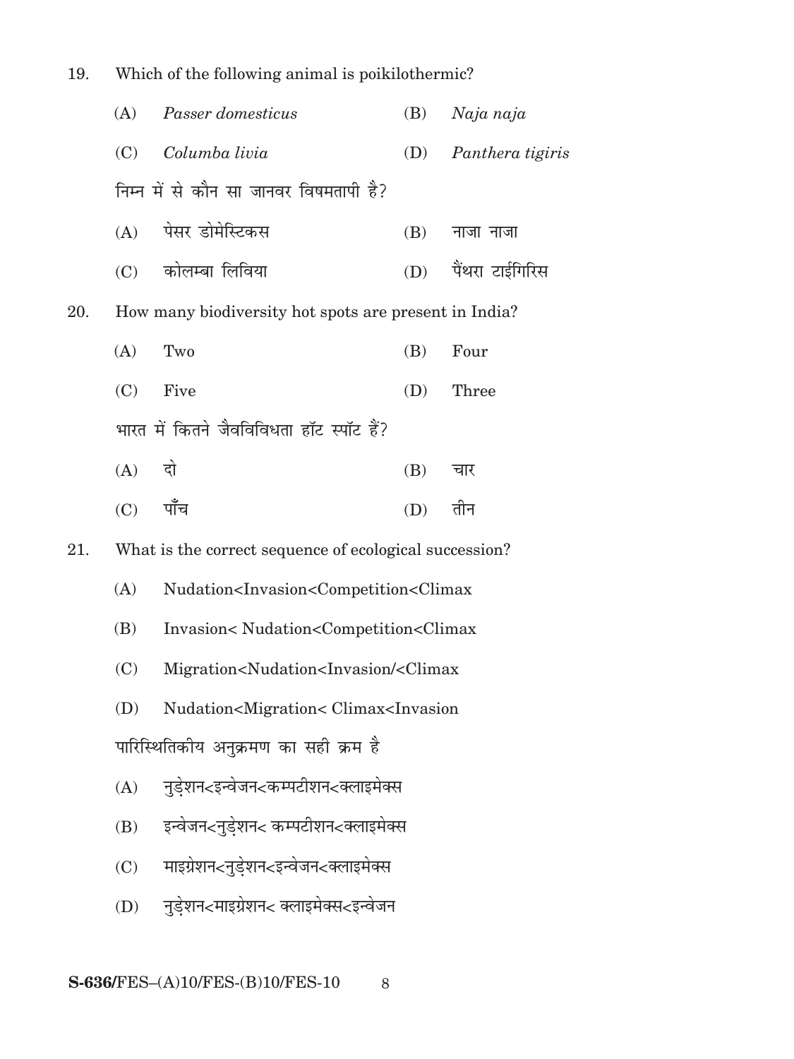19. Which of the following animal is poikilothermic?

    (A) *Passer domesticus* (B) *Naja naja*

    (C) *Columba livia* (D) *Panthera tigiris*

    निम्न में से कौन सा जानवर विषमतापी है?

    (A) पेसर डोमेस्टिकस (B) नाजा नाजा

    (C) कोलम्बा लिविया (D) पैंथरा टाईगिरिस

20. How many biodiversity hot spots are present in India?

    (A) Two (B) Four

    (C) Five (D) Three

    भारत में कितने जैवविविधता हॉट स्पॉट हैं?

    (A) दो (B) चार

    (C) पाँच (D) तीन

21. What is the correct sequence of ecological succession?

    (A) Nudation<Invasion<Competition<Climax

    (B) Invasion< Nudation<Competition<Climax

    (C) Migration<Nudation<Invasion/<Climax

    (D) Nudation<Migration< Climax<Invasion

    पारिस्थितिकीय अनुक्रमण का सही क्रम है

    (A) नुडे़शन<इन्वेजन<कम्पटीशन<क्लाइमेक्स

    (B) इन्वेजन<नुडे़शन< कम्पटीशन<क्लाइमेक्स

    (C) माइग्रेशन<नुडे़शन<इन्वेजन<क्लाइमेक्स

    (D) नुडे़शन<माइग्रेशन< क्लाइमेक्स<इन्वेजन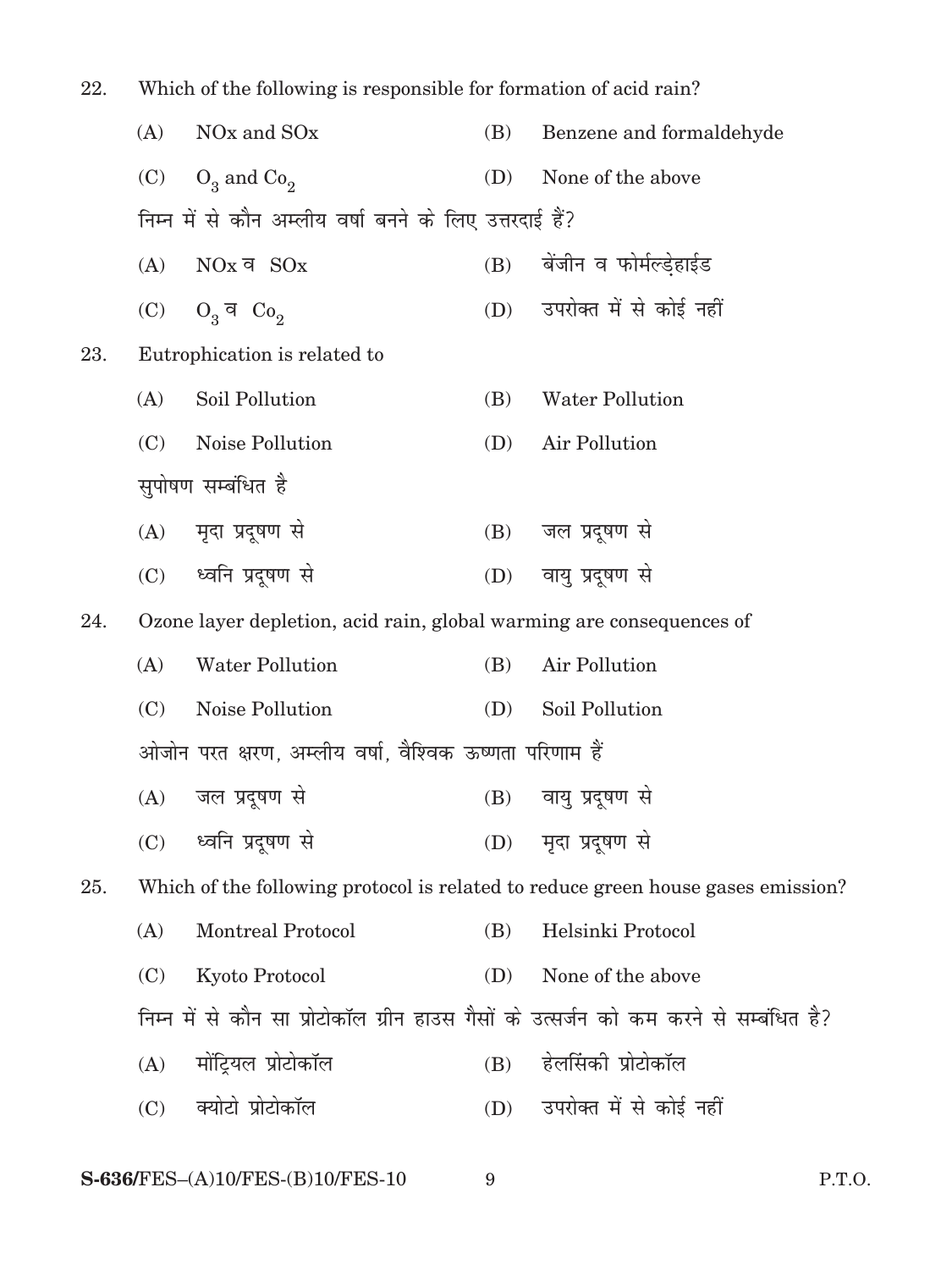22. Which of the following is responsible for formation of acid rain?

(A) NOx and SOx (B) Benzene and formaldehyde

(C) $O_3$ and $Co_2$ (D) None of the above

निम्न में से कौन अम्लीय वर्षा बनने के लिए उत्तरदाई हैं?

(A) NOx व SOx (B) बेंजीन व फोर्मल्डेहाईड

(C) $O_3$ व $Co_2$ (D) उपरोक्त में से कोई नहीं

23. Eutrophication is related to

(A) Soil Pollution (B) Water Pollution

(C) Noise Pollution (D) Air Pollution

सुपोषण सम्बंधित है

(A) मृदा प्रदूषण से (B) जल प्रदूषण से

(C) ध्वनि प्रदूषण से (D) वायु प्रदूषण से

24. Ozone layer depletion, acid rain, global warming are consequences of

(A) Water Pollution (B) Air Pollution

(C) Noise Pollution (D) Soil Pollution

ओजोन परत क्षरण, अम्लीय वर्षा, वैश्विक ऊष्णता परिणाम हैं

(A) जल प्रदूषण से (B) वायु प्रदूषण से

(C) ध्वनि प्रदूषण से (D) मृदा प्रदूषण से

25. Which of the following protocol is related to reduce green house gases emission?

(A) Montreal Protocol (B) Helsinki Protocol

(C) Kyoto Protocol (D) None of the above

निम्न में से कौन सा प्रोटोकॉल ग्रीन हाउस गैसों के उत्सर्जन को कम करने से सम्बंधित है?

(A) मोंट्रियल प्रोटोकॉल (B) हेलसिंकी प्रोटोकॉल

(C) क्योटो प्रोटोकॉल (D) उपरोक्त में से कोई नहीं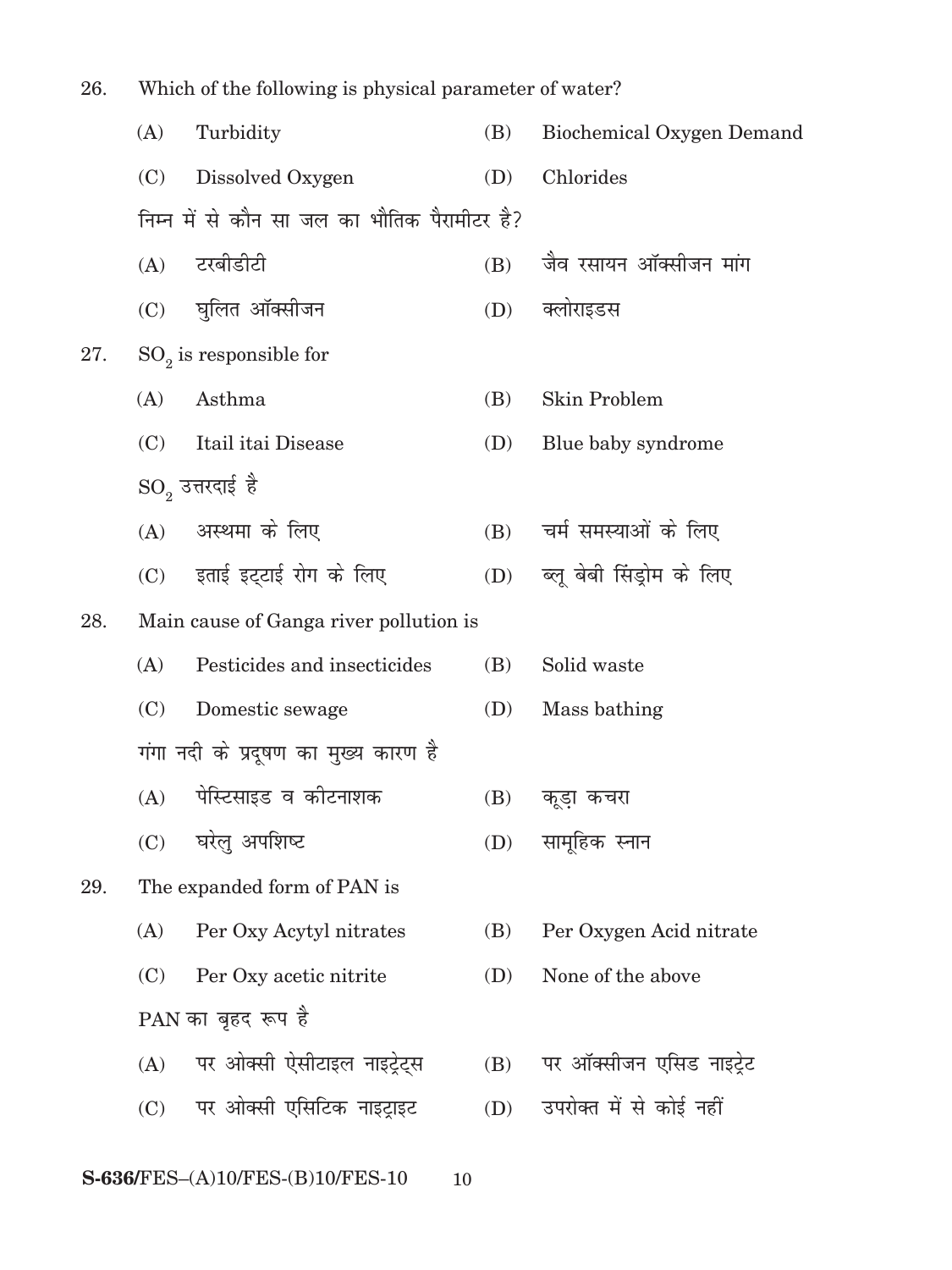26. Which of the following is physical parameter of water?

(A) Turbidity
(B) Biochemical Oxygen Demand
(C) Dissolved Oxygen
(D) Chlorides

निम्न में से कौन सा जल का भौतिक पैरामीटर है?

(A) टरबीडीटी
(B) जैव रसायन ऑक्सीजन मांग
(C) घुलित ऑक्सीजन
(D) क्लोराइडस

27. $SO_2$ is responsible for

(A) Asthma
(B) Skin Problem
(C) Itail itai Disease
(D) Blue baby syndrome

$SO_2$ उत्तरदाई है

(A) अस्थमा के लिए
(B) चर्म समस्याओं के लिए
(C) इताई इट्टाई रोग के लिए
(D) ब्लू बेबी सिंड्रोम के लिए

28. Main cause of Ganga river pollution is

(A) Pesticides and insecticides
(B) Solid waste
(C) Domestic sewage
(D) Mass bathing

गंगा नदी के प्रदूषण का मुख्य कारण है

(A) पेस्टिसाइड व कीटनाशक
(B) कूड़ा कचरा
(C) घरेलु अपशिष्ट
(D) सामूहिक स्नान

29. The expanded form of PAN is

(A) Per Oxy Acytyl nitrates
(B) Per Oxygen Acid nitrate
(C) Per Oxy acetic nitrite
(D) None of the above

PAN का बृहद रूप है

(A) पर ओक्सी ऐसीटाइल नाइट्रेट्स
(B) पर ऑक्सीजन एसिड नाइट्रेट
(C) पर ओक्सी एसिटिक नाइट्राइट
(D) उपरोक्त में से कोई नहीं

S-636/FES–(A)10/FES-(B)10/FES-10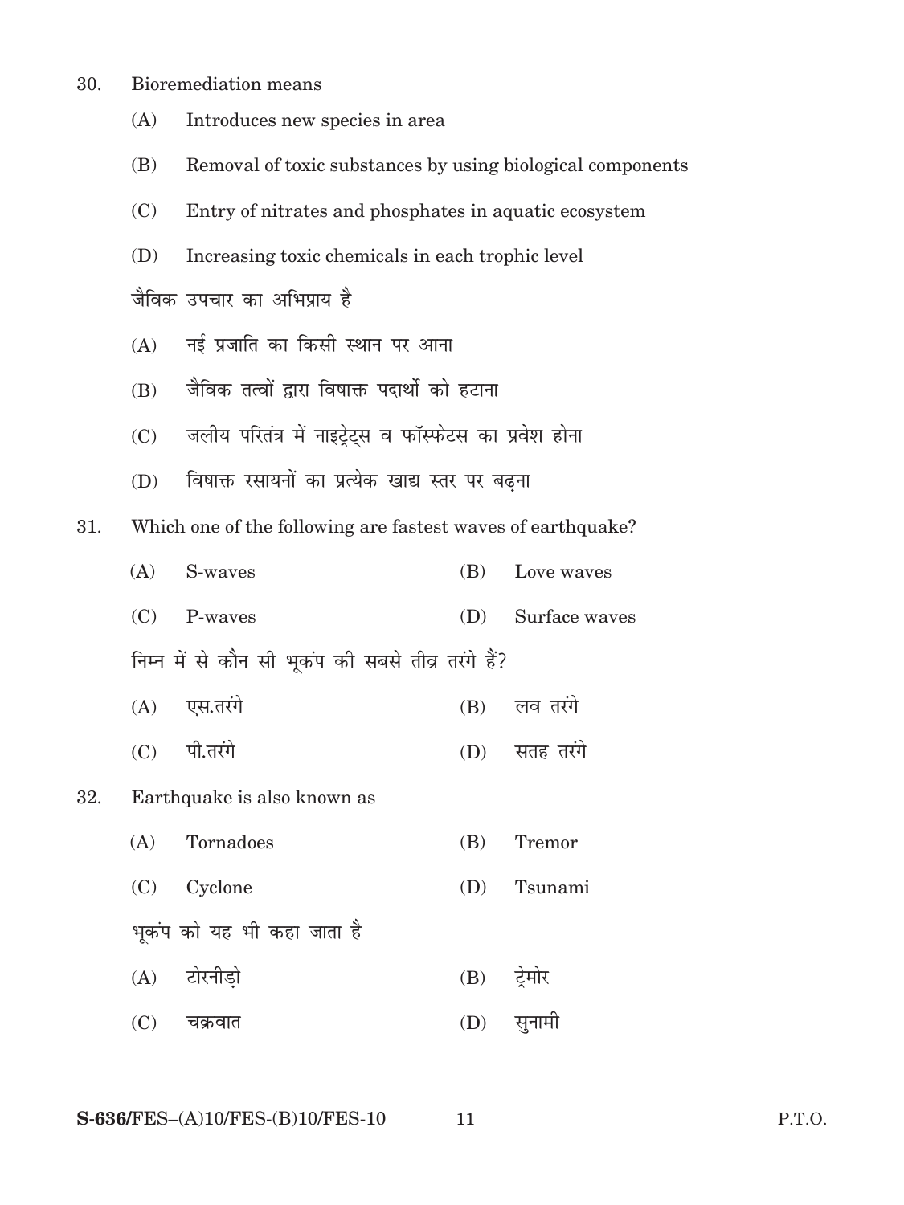30. Bioremediation means

    (A) Introduces new species in area

    (B) Removal of toxic substances by using biological components

    (C) Entry of nitrates and phosphates in aquatic ecosystem

    (D) Increasing toxic chemicals in each trophic level

    जैविक उपचार का अभिप्राय है

    (A) नई प्रजाति का किसी स्थान पर आना

    (B) जैविक तत्वों द्वारा विषाक्त पदार्थों को हटाना

    (C) जलीय परितंत्र में नाइट्रेट्स व फॉस्फेटस का प्रवेश होना

    (D) विषाक्त रसायनों का प्रत्येक खाद्य स्तर पर बढ़ना

31. Which one of the following are fastest waves of earthquake?

    (A) S-waves (B) Love waves

    (C) P-waves (D) Surface waves

    निम्न में से कौन सी भूकंप की सबसे तीव्र तरंगे हैं?

    (A) एस.तरंगे (B) लव तरंगे

    (C) पी.तरंगे (D) सतह तरंगे

32. Earthquake is also known as

    (A) Tornadoes (B) Tremor

    (C) Cyclone (D) Tsunami

    भूकंप को यह भी कहा जाता है

    (A) टोरनीड़ो (B) ट्रेमोर

    (C) चक्रवात (D) सुनामी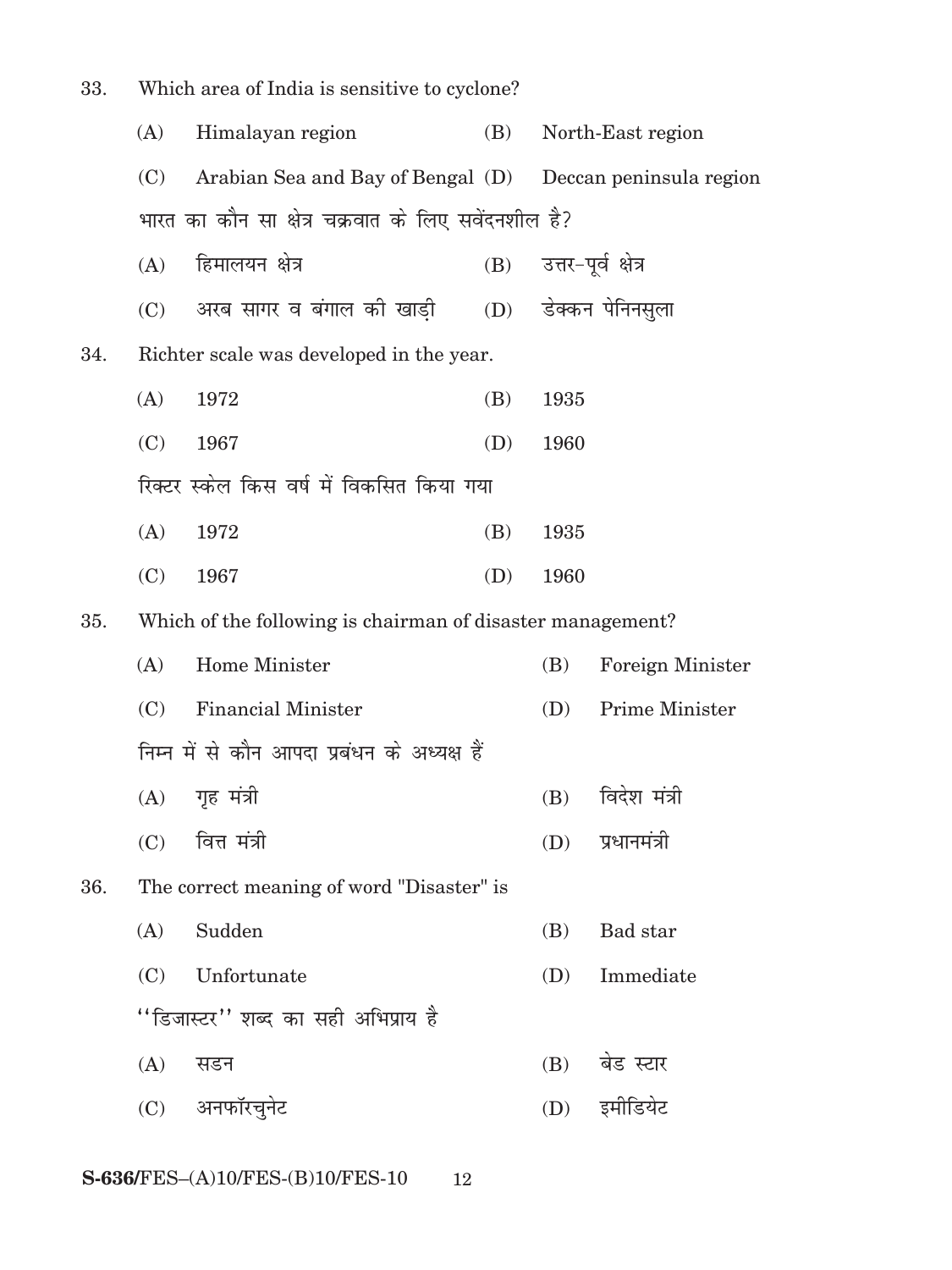33. Which area of India is sensitive to cyclone?

(A) Himalayan region (B) North-East region

(C) Arabian Sea and Bay of Bengal (D) Deccan peninsula region

भारत का कौन सा क्षेत्र चक्रवात के लिए सवेंदनशील है?

(A) हिमालयन क्षेत्र (B) उत्तर-पूर्व क्षेत्र

(C) अरब सागर व बंगाल की खाड़ी (D) डेक्कन पेनिनसुला

34. Richter scale was developed in the year.

(A) 1972 (B) 1935

(C) 1967 (D) 1960

रिक्टर स्केल किस वर्ष में विकसित किया गया

(A) 1972 (B) 1935

(C) 1967 (D) 1960

35. Which of the following is chairman of disaster management?

(A) Home Minister (B) Foreign Minister

(C) Financial Minister (D) Prime Minister

निम्न में से कौन आपदा प्रबंधन के अध्यक्ष हैं

(A) गृह मंत्री (B) विदेश मंत्री

(C) वित्त मंत्री (D) प्रधानमंत्री

36. The correct meaning of word "Disaster" is

(A) Sudden (B) Bad star

(C) Unfortunate (D) Immediate

''डिजास्टर'' शब्द का सही अभिप्राय है

(A) सडन (B) बेड स्टार

(C) अनफॉरचुनेट (D) इमीडियेट

**S-636**/FES–(A)10/FES-(B)10/FES-10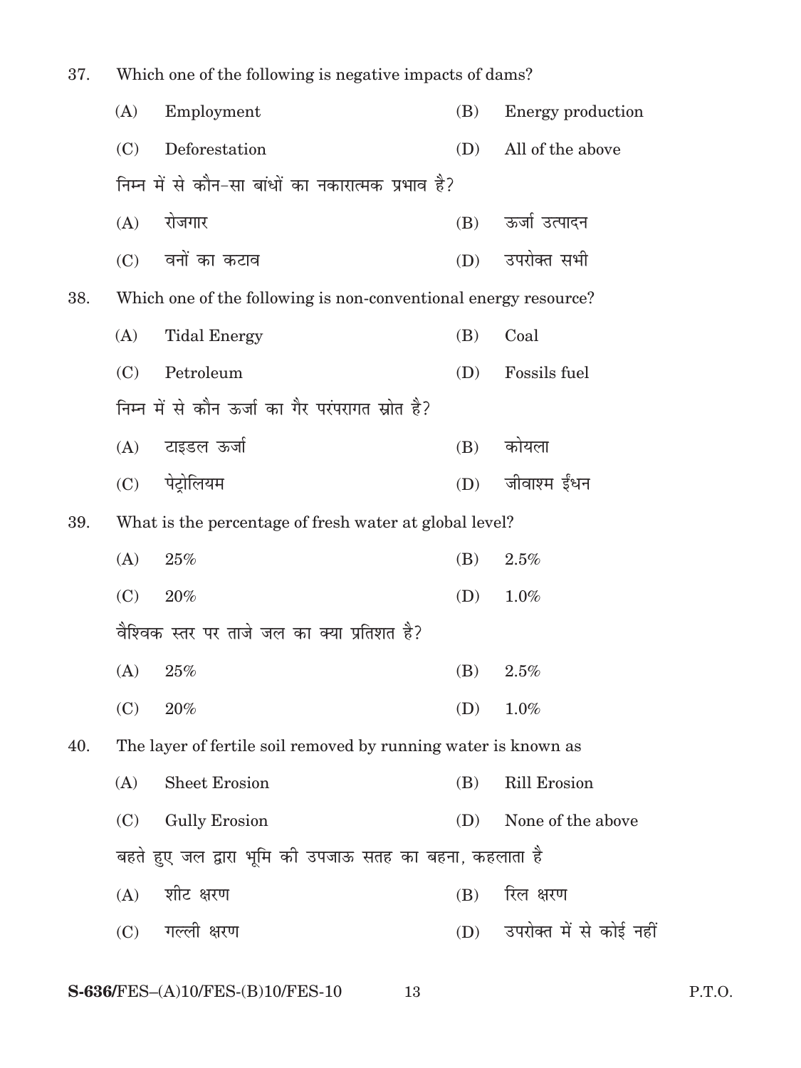37. Which one of the following is negative impacts of dams?

(A) Employment (B) Energy production

(C) Deforestation (D) All of the above

निम्न में से कौन-सा बांधों का नकारात्मक प्रभाव है?

(A) रोजगार (B) ऊर्जा उत्पादन

(C) वनों का कटाव (D) उपरोक्त सभी

38. Which one of the following is non-conventional energy resource?

(A) Tidal Energy (B) Coal

(C) Petroleum (D) Fossils fuel

निम्न में से कौन ऊर्जा का गैर परंपरागत स्रोत है?

(A) टाइडल ऊर्जा (B) कोयला

(C) पेट्रोलियम (D) जीवाश्म ईंधन

39. What is the percentage of fresh water at global level?

(A) 25% (B) 2.5%

(C) 20% (D) 1.0%

वैश्विक स्तर पर ताजे जल का क्या प्रतिशत है?

(A) 25% (B) 2.5%

(C) 20% (D) 1.0%

40. The layer of fertile soil removed by running water is known as

(A) Sheet Erosion (B) Rill Erosion

(C) Gully Erosion (D) None of the above

बहते हुए जल द्वारा भूमि की उपजाऊ सतह का बहना, कहलाता है

(A) शीट क्षरण (B) रिल क्षरण

(C) गल्ली क्षरण (D) उपरोक्त में से कोई नहीं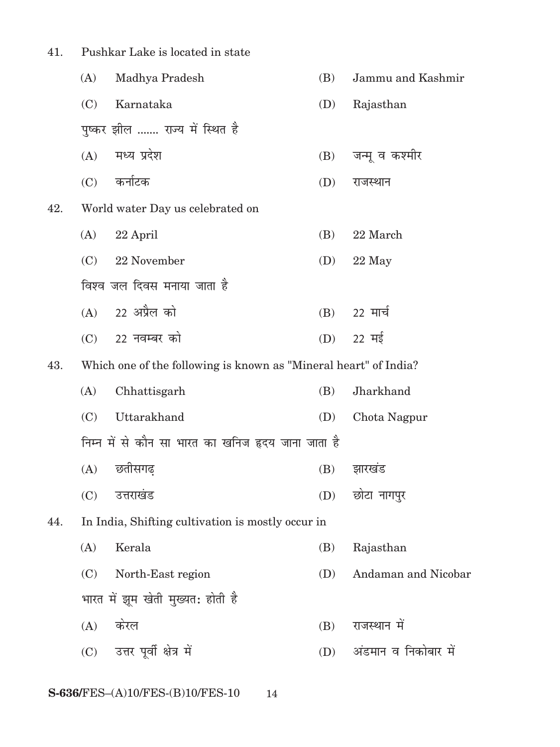41. Pushkar Lake is located in state

(A) Madhya Pradesh (B) Jammu and Kashmir

(C) Karnataka (D) Rajasthan

पुष्कर झील ....... राज्य में स्थित है

(A) मध्य प्रदेश (B) जन्मू व कश्मीर

(C) कर्नाटक (D) राजस्थान

42. World water Day us celebrated on

(A) 22 April (B) 22 March

(C) 22 November (D) 22 May

विश्व जल दिवस मनाया जाता है

(A) 22 अप्रैल को (B) 22 मार्च

(C) 22 नवम्बर को (D) 22 मई

43. Which one of the following is known as "Mineral heart" of India?

(A) Chhattisgarh (B) Jharkhand

(C) Uttarakhand (D) Chota Nagpur

निम्न में से कौन सा भारत का खनिज हृदय जाना जाता है

(A) छतीसगढ़ (B) झारखंड

(C) उत्तराखंड (D) छोटा नागपुर

44. In India, Shifting cultivation is mostly occur in

(A) Kerala (B) Rajasthan

(C) North-East region (D) Andaman and Nicobar

भारत में झूम खेती मुख्यत: होती है

(A) केरल (B) राजस्थान में

(C) उत्तर पूर्वी क्षेत्र में (D) अंडमान व निकोबार में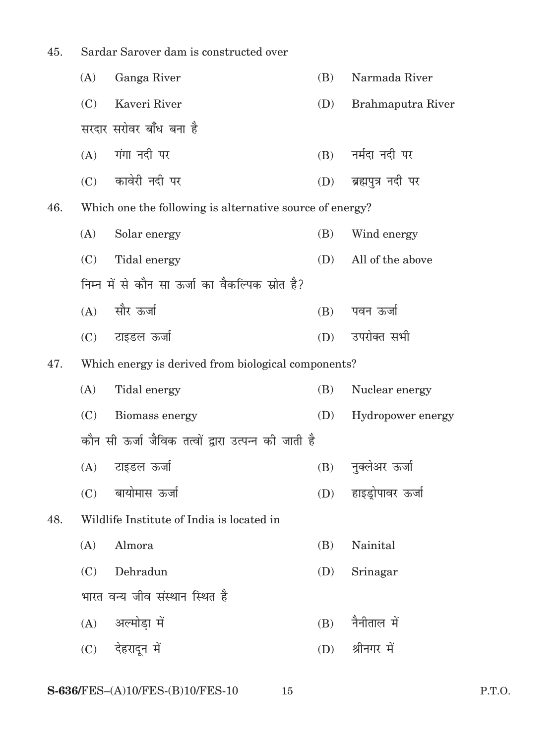45. Sardar Sarover dam is constructed over

(A) Ganga River (B) Narmada River

(C) Kaveri River (D) Brahmaputra River

सरदार सरोवर बाँध बना है

(A) गंगा नदी पर (B) नर्मदा नदी पर

(C) कावेरी नदी पर (D) ब्रह्मपुत्र नदी पर

46. Which one the following is alternative source of energy?

(A) Solar energy (B) Wind energy

(C) Tidal energy (D) All of the above

निम्न में से कौन सा ऊर्जा का वैकल्पिक स्रोत है?

(A) सौर ऊर्जा (B) पवन ऊर्जा

(C) टाइडल ऊर्जा (D) उपरोक्त सभी

47. Which energy is derived from biological components?

(A) Tidal energy (B) Nuclear energy

(C) Biomass energy (D) Hydropower energy

कौन सी ऊर्जा जैविक तत्वों द्वारा उत्पन्न की जाती है

(A) टाइडल ऊर्जा (B) नुक्लेअर ऊर्जा

(C) बायोमास ऊर्जा (D) हाइड्रोपावर ऊर्जा

48. Wildlife Institute of India is located in

(A) Almora (B) Nainital

(C) Dehradun (D) Srinagar

भारत वन्य जीव संस्थान स्थित है

(A) अल्मोड़ा में (B) नैनीताल में

(C) देहरादून में (D) श्रीनगर में

S-636/FES–(A)10/FES-(B)10/FES-10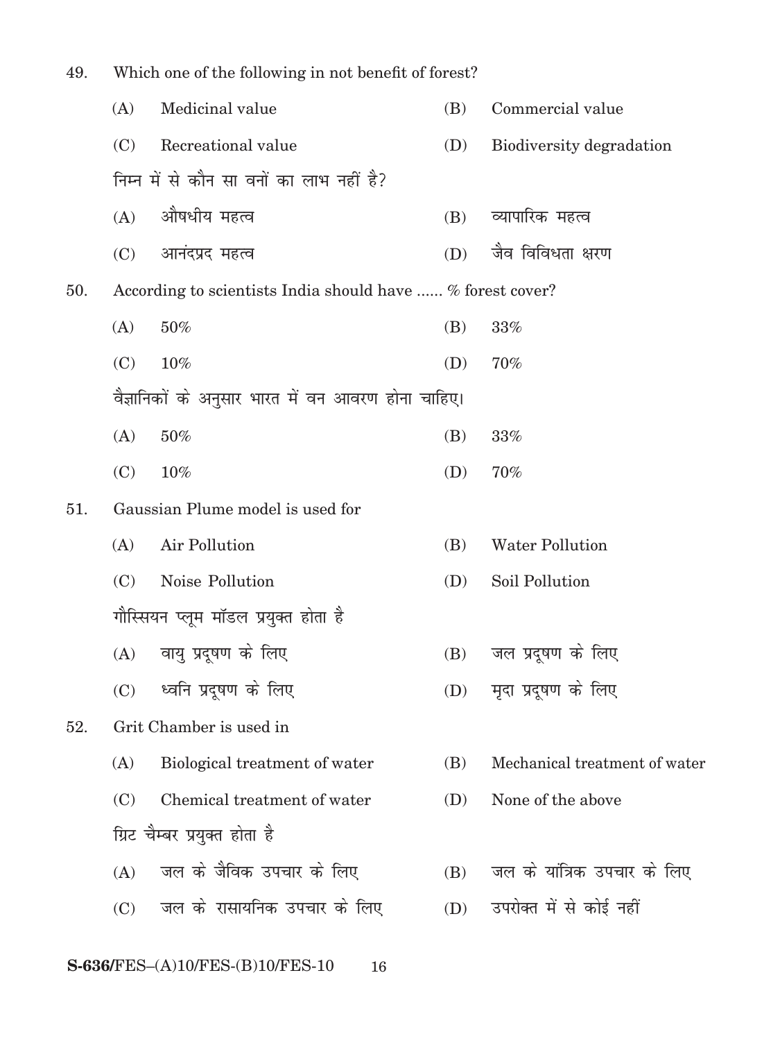49. Which one of the following in not benefit of forest?

(A) Medicinal value (B) Commercial value

(C) Recreational value (D) Biodiversity degradation

निम्न में से कौन सा वनों का लाभ नहीं है?

(A) औषधीय महत्व (B) व्यापारिक महत्व

(C) आनंदप्रद महत्व (D) जैव विविधता क्षरण

50. According to scientists India should have ...... % forest cover?

(A) 50% (B) 33%

(C) 10% (D) 70%

वैज्ञानिकों के अनुसार भारत में वन आवरण होना चाहिए।

(A) 50% (B) 33%

(C) 10% (D) 70%

51. Gaussian Plume model is used for

(A) Air Pollution (B) Water Pollution

(C) Noise Pollution (D) Soil Pollution

गौस्सियन प्लूम मॉडल प्रयुक्त होता है

(A) वायु प्रदूषण के लिए (B) जल प्रदूषण के लिए

(C) ध्वनि प्रदूषण के लिए (D) मृदा प्रदूषण के लिए

52. Grit Chamber is used in

(A) Biological treatment of water (B) Mechanical treatment of water

(C) Chemical treatment of water (D) None of the above

ग्रिट चैम्बर प्रयुक्त होता है

(A) जल के जैविक उपचार के लिए (B) जल के यांत्रिक उपचार के लिए

(C) जल के रासायनिक उपचार के लिए (D) उपरोक्त में से कोई नहीं

S-636/FES–(A)10/FES-(B)10/FES-10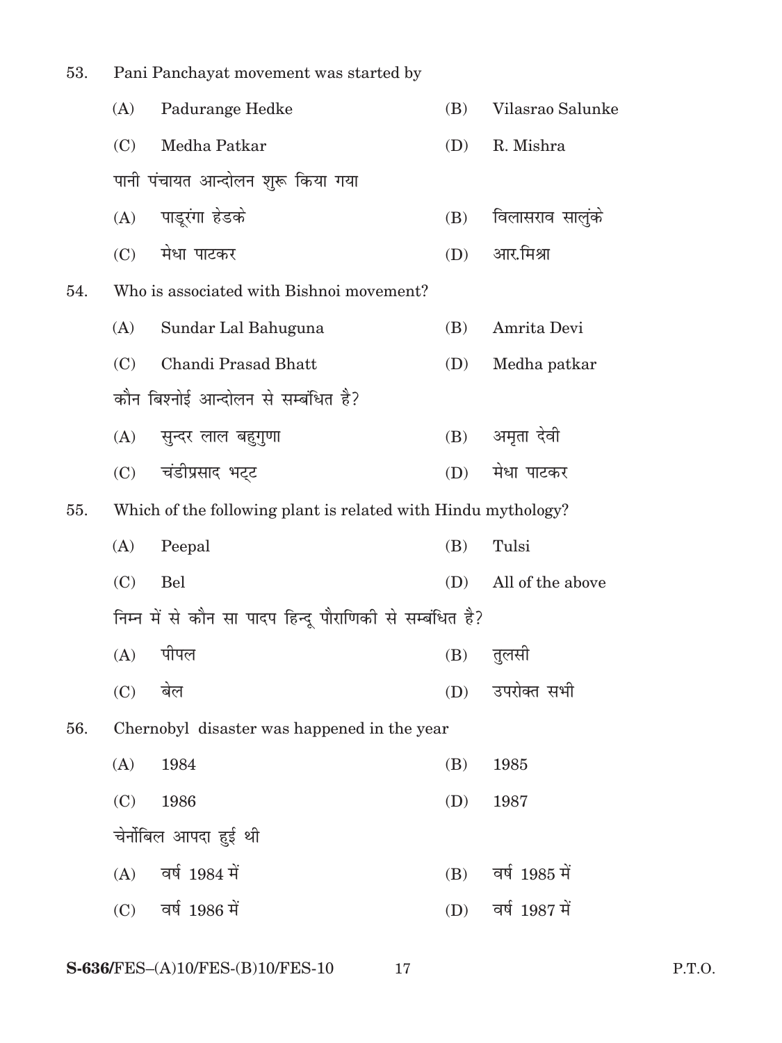53. Pani Panchayat movement was started by

(A) Padurange Hedke (B) Vilasrao Salunke

(C) Medha Patkar (D) R. Mishra

पानी पंचायत आन्दोलन शुरू किया गया

(A) पाडूरंगा हेडके (B) विलासराव सालुंके

(C) मेधा पाटकर (D) आर.मिश्रा

54. Who is associated with Bishnoi movement?

(A) Sundar Lal Bahuguna (B) Amrita Devi

(C) Chandi Prasad Bhatt (D) Medha patkar

कौन बिश्नोई आन्दोलन से सम्बंधित है?

(A) सुन्दर लाल बहुगुणा (B) अमृता देवी

(C) चंडीप्रसाद भट्ट (D) मेधा पाटकर

55. Which of the following plant is related with Hindu mythology?

(A) Peepal (B) Tulsi

(C) Bel (D) All of the above

निम्न में से कौन सा पादप हिन्दू पौराणिकी से सम्बंधित है?

(A) पीपल (B) तुलसी

(C) बेल (D) उपरोक्त सभी

56. Chernobyl disaster was happened in the year

(A) 1984 (B) 1985

(C) 1986 (D) 1987

चेर्नोबिल आपदा हुई थी

(A) वर्ष 1984 में (B) वर्ष 1985 में

(C) वर्ष 1986 में (D) वर्ष 1987 में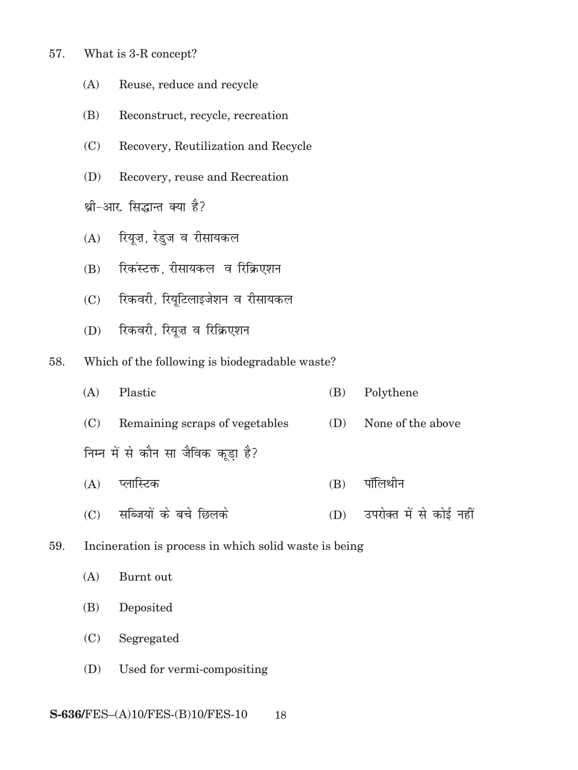57. What is 3-R concept?

(A) Reuse, reduce and recycle

(B) Reconstruct, recycle, recreation

(C) Recovery, Reutilization and Recycle

(D) Recovery, reuse and Recreation

थ्री–आर. सिद्धान्त क्या है?

(A) रियूज़, रेडुज व रीसायकल

(B) रिकंस्टक्त, रीसायकल व रिक्रिएशन

(C) रिकवरी, रियूटिलाइजेशन व रीसायकल

(D) रिकवरी, रियूज़ व रिक्रिएशन

58. Which of the following is biodegradable waste?

(A) Plastic

(B) Polythene

(C) Remaining scraps of vegetables

(D) None of the above

निम्न में से कौन सा जैविक कूड़ा है?

(A) प्लास्टिक

(B) पॉलिथीन

(C) सब्जियों के बचे छिलके

(D) उपरोक्त में से कोई नहीं

59. Incineration is process in which solid waste is being

(A) Burnt out

(B) Deposited

(C) Segregated

(D) Used for vermi-compositing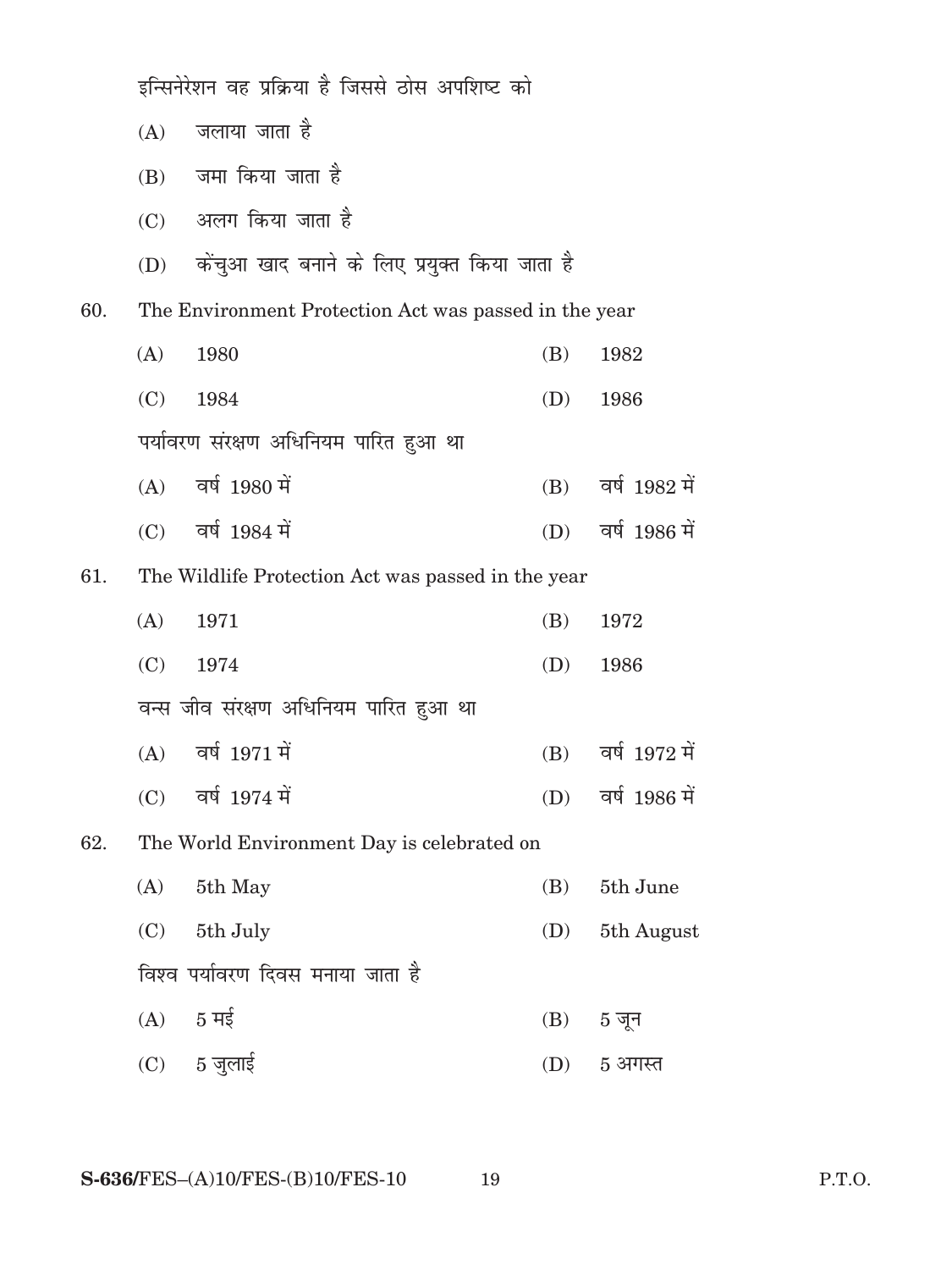इन्सिनेरेशन वह प्रक्रिया है जिससे ठोस अपशिष्ट को

(A) जलाया जाता है

(B) जमा किया जाता है

(C) अलग किया जाता है

(D) केंचुआ खाद बनाने के लिए प्रयुक्त किया जाता है

60. The Environment Protection Act was passed in the year

(A) 1980 (B) 1982

(C) 1984 (D) 1986

पर्यावरण संरक्षण अधिनियम पारित हुआ था

(A) वर्ष 1980 में (B) वर्ष 1982 में

(C) वर्ष 1984 में (D) वर्ष 1986 में

61. The Wildlife Protection Act was passed in the year

(A) 1971 (B) 1972

(C) 1974 (D) 1986

वन्स जीव संरक्षण अधिनियम पारित हुआ था

(A) वर्ष 1971 में (B) वर्ष 1972 में

(C) वर्ष 1974 में (D) वर्ष 1986 में

62. The World Environment Day is celebrated on

(A) 5th May (B) 5th June

(C) 5th July (D) 5th August

विश्व पर्यावरण दिवस मनाया जाता है

(A) 5 मई (B) 5 जून

(C) 5 जुलाई (D) 5 अगस्त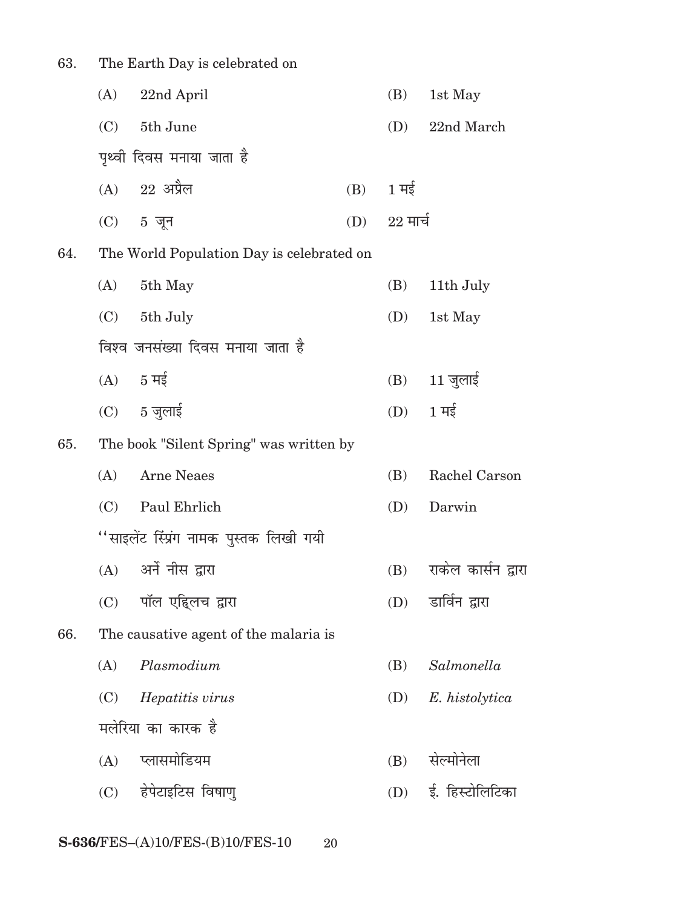63. The Earth Day is celebrated on

(A) 22nd April (B) 1st May

(C) 5th June (D) 22nd March

पृथ्वी दिवस मनाया जाता है

(A) 22 अप्रैल (B) 1 मई

(C) 5 जून (D) 22 मार्च

64. The World Population Day is celebrated on

(A) 5th May (B) 11th July

(C) 5th July (D) 1st May

विश्व जनसंख्या दिवस मनाया जाता है

(A) 5 मई (B) 11 जुलाई

(C) 5 जुलाई (D) 1 मई

65. The book "Silent Spring" was written by

(A) Arne Neaes (B) Rachel Carson

(C) Paul Ehrlich (D) Darwin

''साइलेंट स्प्रिंग नामक पुस्तक लिखी गयी

(A) अर्ने नीस द्वारा (B) राकेल कार्सन द्वारा

(C) पॉल एह्लिच द्वारा (D) डार्विन द्वारा

66. The causative agent of the malaria is

(A) *Plasmodium* (B) *Salmonella*

(C) *Hepatitis virus* (D) *E. histolytica*

मलेरिया का कारक है

(A) प्लासमोडियम (B) सेल्मोनेला

(C) हेपेटाइटिस विषाणु (D) ई. हिस्टोलिटिका

S-636/FES–(A)10/FES-(B)10/FES-10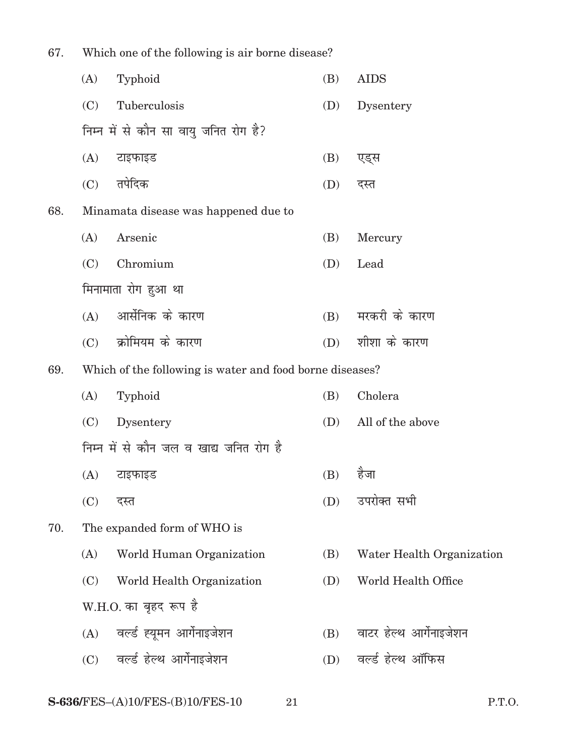67. Which one of the following is air borne disease?

(A) Typhoid (B) AIDS

(C) Tuberculosis (D) Dysentery

निम्न में से कौन सा वायु जनित रोग है?

(A) टाइफाइड (B) एड्स

(C) तपेदिक (D) दस्त

68. Minamata disease was happened due to

(A) Arsenic (B) Mercury

(C) Chromium (D) Lead

मिनामाता रोग हुआ था

(A) आर्सेनिक के कारण (B) मरकरी के कारण

(C) क्रोमियम के कारण (D) शीशा के कारण

69. Which of the following is water and food borne diseases?

(A) Typhoid (B) Cholera

(C) Dysentery (D) All of the above

निम्न में से कौन जल व खाद्य जनित रोग है

(A) टाइफाइड (B) हैजा

(C) दस्त (D) उपरोक्त सभी

70. The expanded form of WHO is

(A) World Human Organization (B) Water Health Organization

(C) World Health Organization (D) World Health Office

W.H.O. का बृहद रूप है

(A) वर्ल्ड ह्यूमन आर्गेनाइजेशन (B) वाटर हेल्थ आर्गेनाइजेशन

(C) वर्ल्ड हेल्थ आर्गेनाइजेशन (D) वर्ल्ड हेल्थ ऑफिस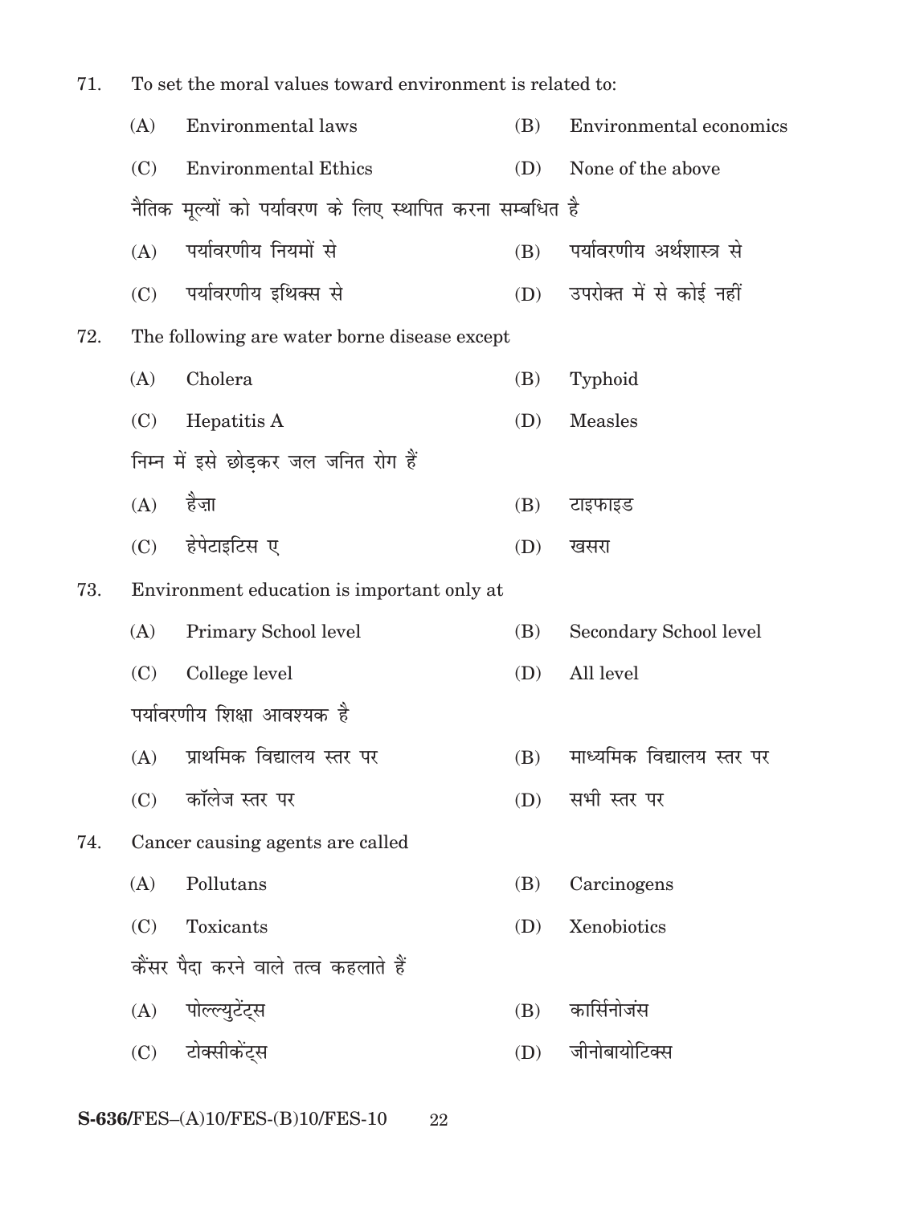71. To set the moral values toward environment is related to:

(A) Environmental laws (B) Environmental economics

(C) Environmental Ethics (D) None of the above

नैतिक मूल्यों को पर्यावरण के लिए स्थापित करना सम्बधित है

(A) पर्यावरणीय नियमों से (B) पर्यावरणीय अर्थशास्त्र से

(C) पर्यावरणीय इथिक्स से (D) उपरोक्त में से कोई नहीं

72. The following are water borne disease except

(A) Cholera (B) Typhoid

(C) Hepatitis A (D) Measles

निम्न में इसे छोड़कर जल जनित रोग हैं

(A) हैज़ा (B) टाइफाइड

(C) हेपेटाइटिस ए (D) खसरा

73. Environment education is important only at

(A) Primary School level (B) Secondary School level

(C) College level (D) All level

पर्यावरणीय शिक्षा आवश्यक है

(A) प्राथमिक विद्यालय स्तर पर (B) माध्यमिक विद्यालय स्तर पर

(C) कॉलेज स्तर पर (D) सभी स्तर पर

74. Cancer causing agents are called

(A) Pollutans (B) Carcinogens

(C) Toxicants (D) Xenobiotics

कैंसर पैदा करने वाले तत्व कहलाते हैं

(A) पोल्ल्युटेंट्स (B) कार्सिनोजंस

(C) टोक्सीकेंट्स (D) जीनोबायोटिक्स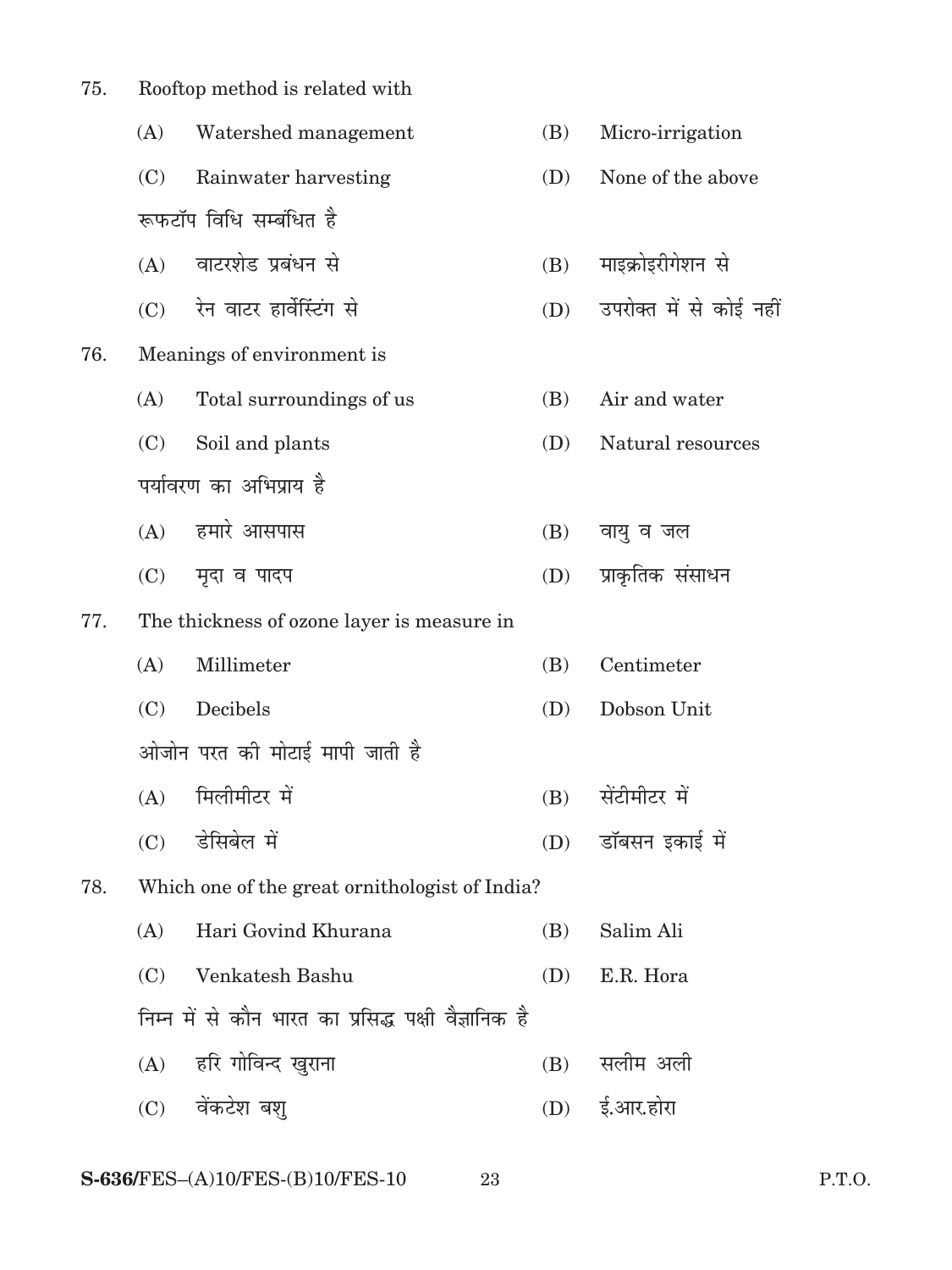75. Rooftop method is related with

(A) Watershed management (B) Micro-irrigation

(C) Rainwater harvesting (D) None of the above

रूफटॉप विधि सम्बंधित है

(A) वाटरशेड प्रबंधन से (B) माइक्रोइरीगेशन से

(C) रेन वाटर हार्वेस्टिंग से (D) उपरोक्त में से कोई नहीं

76. Meanings of environment is

(A) Total surroundings of us (B) Air and water

(C) Soil and plants (D) Natural resources

पर्यावरण का अभिप्राय है

(A) हमारे आसपास (B) वायु व जल

(C) मृदा व पादप (D) प्राकृतिक संसाधन

77. The thickness of ozone layer is measure in

(A) Millimeter (B) Centimeter

(C) Decibels (D) Dobson Unit

ओजोन परत की मोटाई मापी जाती है

(A) मिलीमीटर में (B) सेंटीमीटर में

(C) डेसिबेल में (D) डॉबसन इकाई में

78. Which one of the great ornithologist of India?

(A) Hari Govind Khurana (B) Salim Ali

(C) Venkatesh Bashu (D) E.R. Hora

निम्न में से कौन भारत का प्रसिद्ध पक्षी वैज्ञानिक है

(A) हरि गोविन्द खुराना (B) सलीम अली

(C) वेंकटेश बशु (D) ई.आर.होरा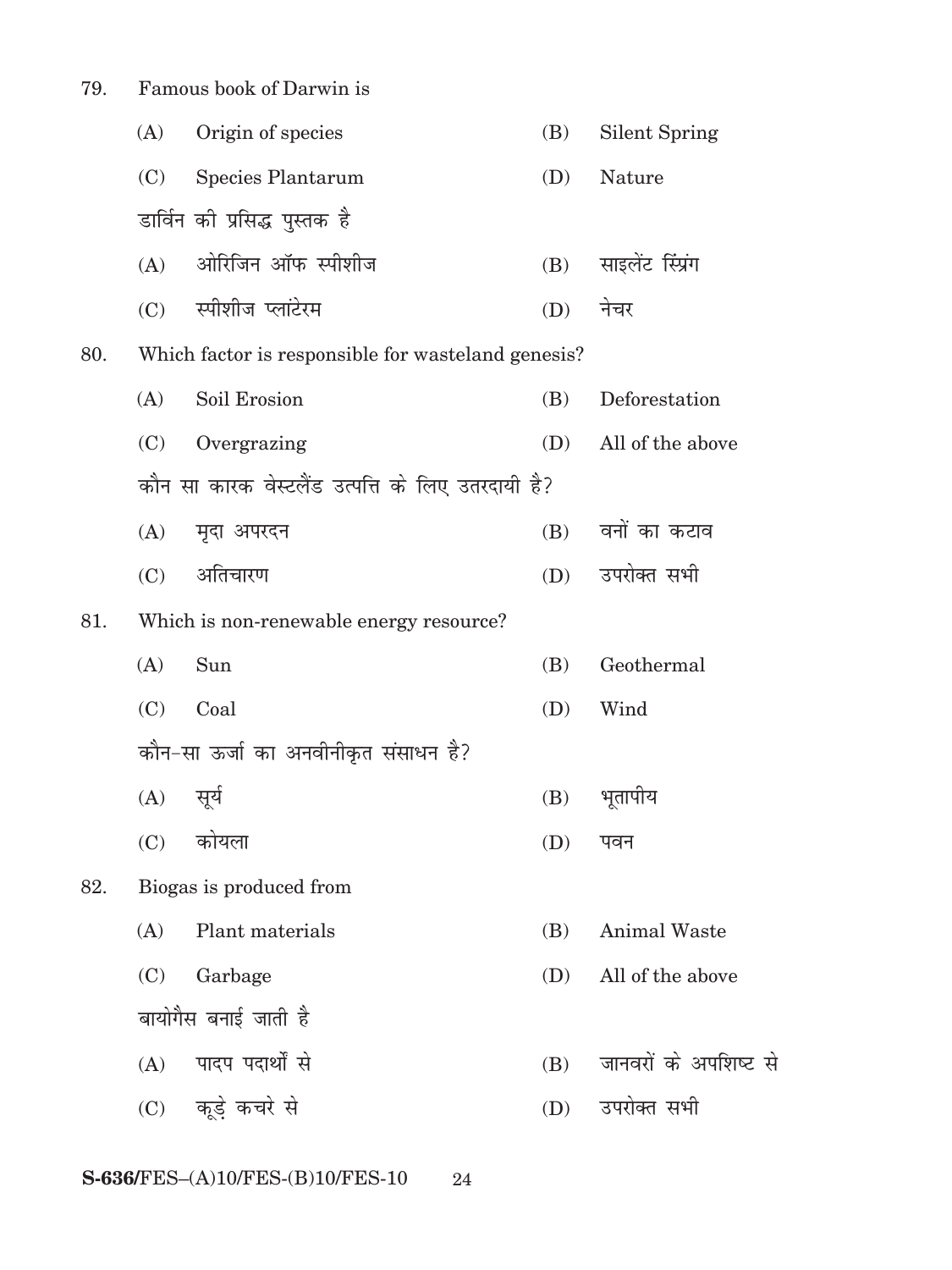79. Famous book of Darwin is

(A) Origin of species (B) Silent Spring

(C) Species Plantarum (D) Nature

डार्विन की प्रसिद्ध पुस्तक है

(A) ओरिजिन ऑफ स्पीशीज (B) साइलेंट स्प्रिंग

(C) स्पीशीज प्लांटेरम (D) नेचर

80. Which factor is responsible for wasteland genesis?

(A) Soil Erosion (B) Deforestation

(C) Overgrazing (D) All of the above

कौन सा कारक वेस्टलैंड उत्पत्ति के लिए उतरदायी है?

(A) मृदा अपरदन (B) वनों का कटाव

(C) अतिचारण (D) उपरोक्त सभी

81. Which is non-renewable energy resource?

(A) Sun (B) Geothermal

(C) Coal (D) Wind

कौन-सा ऊर्जा का अनवीनीकृत संसाधन है?

(A) सूर्य (B) भूतापीय

(C) कोयला (D) पवन

82. Biogas is produced from

(A) Plant materials (B) Animal Waste

(C) Garbage (D) All of the above

बायोगैस बनाई जाती है

(A) पादप पदार्थों से (B) जानवरों के अपशिष्ट से

(C) कूड़े कचरे से (D) उपरोक्त सभी

S-636/FES–(A)10/FES-(B)10/FES-10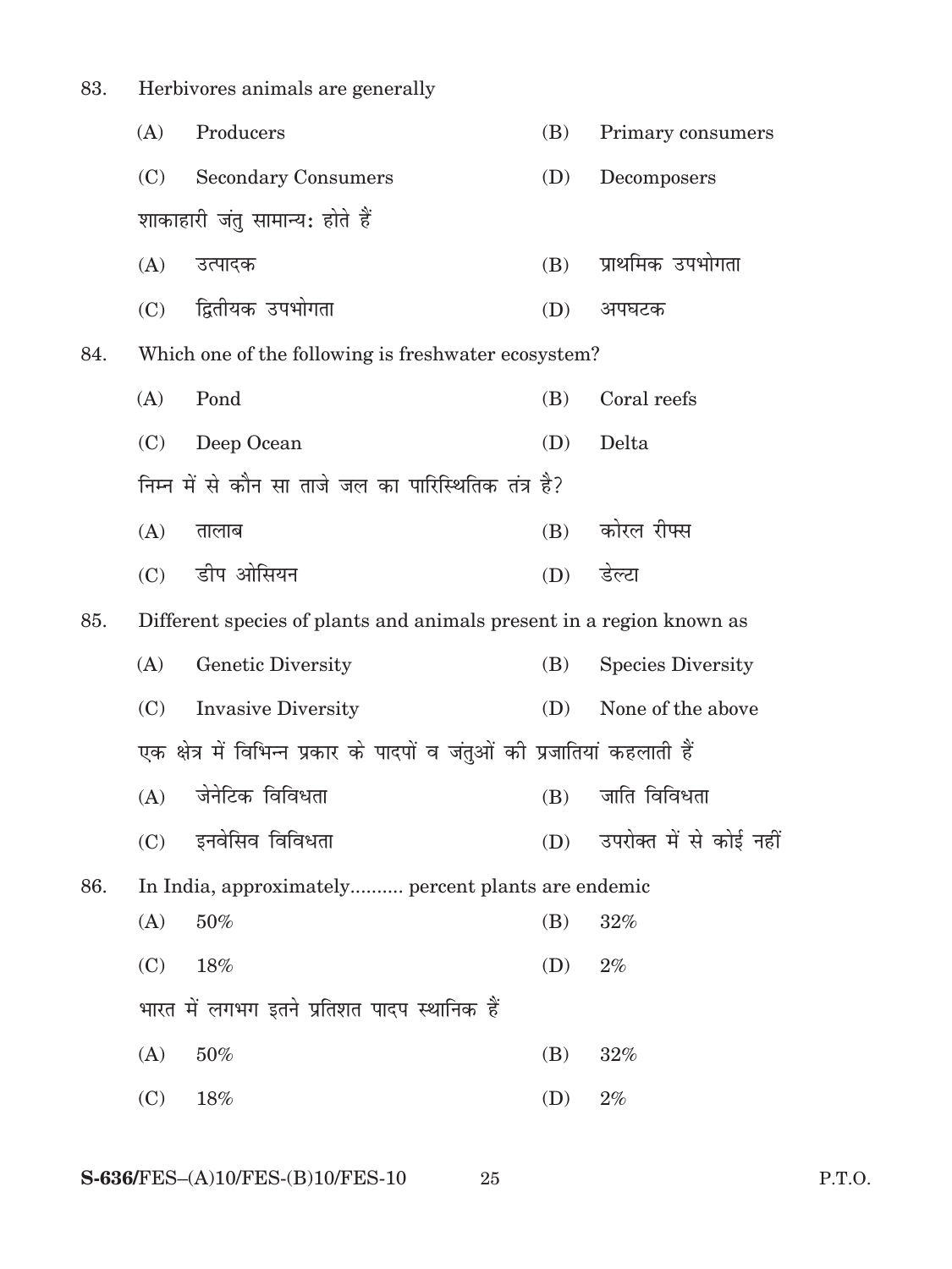83. Herbivores animals are generally

(A) Producers (B) Primary consumers

(C) Secondary Consumers (D) Decomposers

शाकाहारी जंतु सामान्य: होते हैं

(A) उत्पादक (B) प्राथमिक उपभोगता

(C) द्वितीयक उपभोगता (D) अपघटक

84. Which one of the following is freshwater ecosystem?

(A) Pond (B) Coral reefs

(C) Deep Ocean (D) Delta

निम्न में से कौन सा ताजे जल का पारिस्थितिक तंत्र है?

(A) तालाब (B) कोरल रीफ्स

(C) डीप ओसियन (D) डेल्टा

85. Different species of plants and animals present in a region known as

(A) Genetic Diversity (B) Species Diversity

(C) Invasive Diversity (D) None of the above

एक क्षेत्र में विभिन्न प्रकार के पादपों व जंतुओं की प्रजातियां कहलाती हैं

(A) जेनेटिक विविधता (B) जाति विविधता

(C) इनवेसिव विविधता (D) उपरोक्त में से कोई नहीं

86. In India, approximately.......... percent plants are endemic

(A) 50% (B) 32%

(C) 18% (D) 2%

भारत में लगभग इतने प्रतिशत पादप स्थानिक हैं

(A) 50% (B) 32%

(C) 18% (D) 2%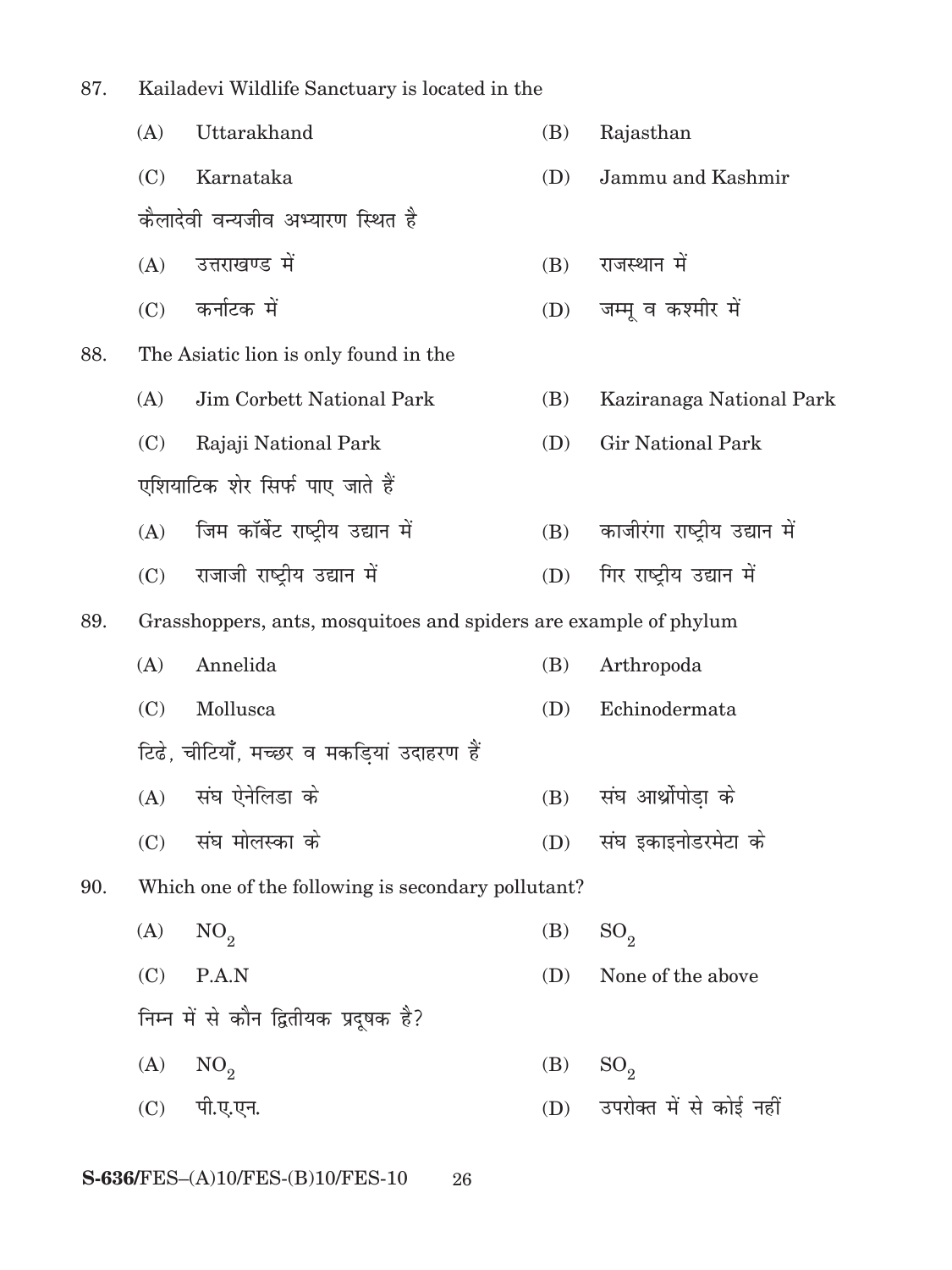87. Kailadevi Wildlife Sanctuary is located in the

(A) Uttarakhand (B) Rajasthan

(C) Karnataka (D) Jammu and Kashmir

कैलादेवी वन्यजीव अभ्यारण स्थित है

(A) उत्तराखण्ड में (B) राजस्थान में

(C) कर्नाटक में (D) जम्मू व कश्मीर में

88. The Asiatic lion is only found in the

(A) Jim Corbett National Park (B) Kaziranaga National Park

(C) Rajaji National Park (D) Gir National Park

एशियाटिक शेर सिर्फ पाए जाते हैं

(A) जिम कॉर्बेट राष्ट्रीय उद्यान में (B) काजीरंगा राष्ट्रीय उद्यान में

(C) राजाजी राष्ट्रीय उद्यान में (D) गिर राष्ट्रीय उद्यान में

89. Grasshoppers, ants, mosquitoes and spiders are example of phylum

(A) Annelida (B) Arthropoda

(C) Mollusca (D) Echinodermata

टिढे, चीटियाँ, मच्छर व मकड़ियां उदाहरण हैं

(A) संघ ऐनेलिडा के (B) संघ आर्थ्रोपोड़ा के

(C) संघ मोलस्का के (D) संघ इकाइनोडरमेटा के

90. Which one of the following is secondary pollutant?

(A) $NO_2$ (B) $SO_2$

(C) P.A.N (D) None of the above

निम्न में से कौन द्वितीयक प्रदूषक है?

(A) $NO_2$ (B) $SO_2$

(C) पी.ए.एन. (D) उपरोक्त में से कोई नहीं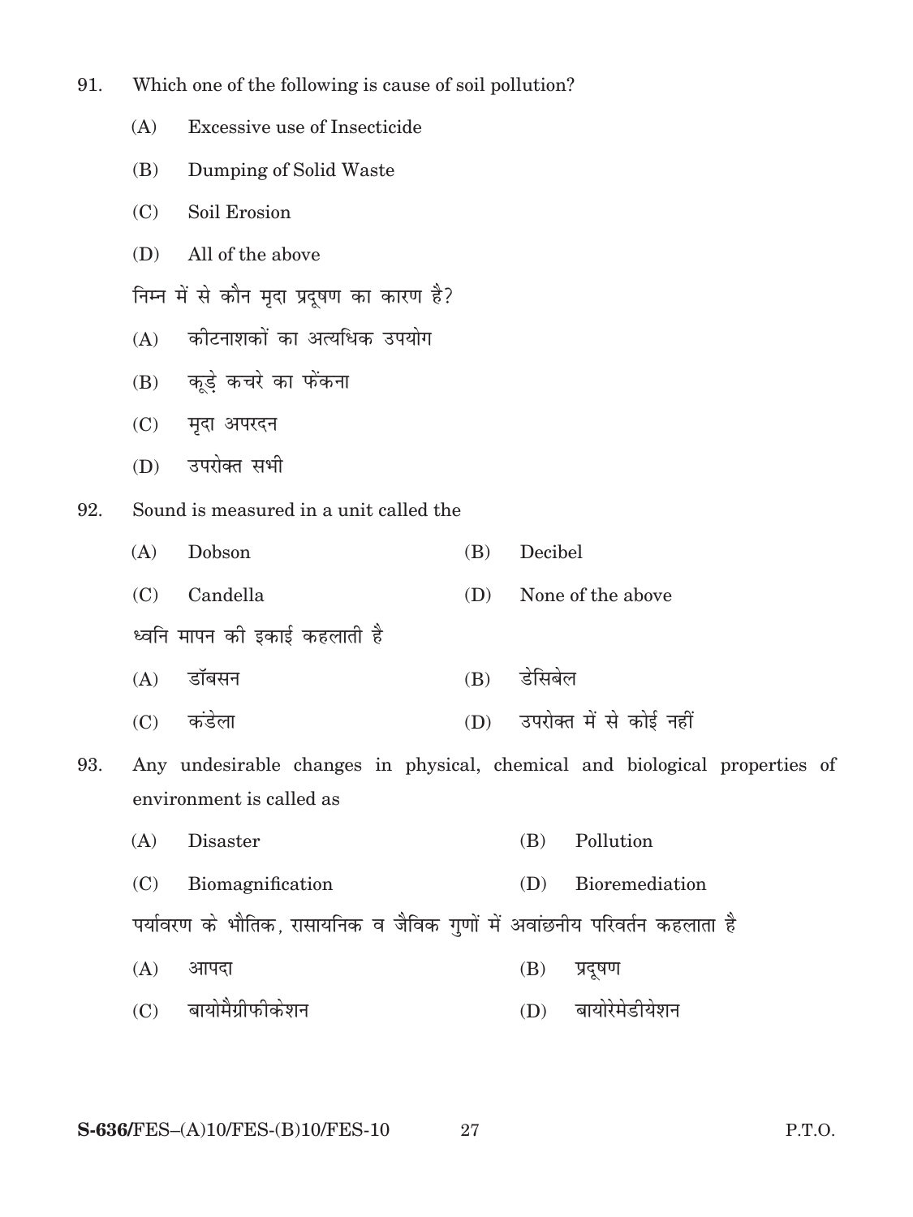91. Which one of the following is cause of soil pollution?

 (A) Excessive use of Insecticide

 (B) Dumping of Solid Waste

 (C) Soil Erosion

 (D) All of the above

 निम्न में से कौन मृदा प्रदूषण का कारण है?

 (A) कीटनाशकों का अत्यधिक उपयोग

 (B) कूड़े कचरे का फेंकना

 (C) मृदा अपरदन

 (D) उपरोक्त सभी

92. Sound is measured in a unit called the

 (A) Dobson (B) Decibel

 (C) Candella (D) None of the above

 ध्वनि मापन की इकाई कहलाती है

 (A) डॉबसन (B) डेसिबेल

 (C) कंडेला (D) उपरोक्त में से कोई नहीं

93. Any undesirable changes in physical, chemical and biological properties of environment is called as

 (A) Disaster (B) Pollution

 (C) Biomagnification (D) Bioremediation

 पर्यावरण के भौतिक, रासायनिक व जैविक गुणों में अवांछनीय परिवर्तन कहलाता है

 (A) आपदा (B) प्रदूषण

 (C) बायोमैग्नीफीकेशन (D) बायोरेमेडीयेशन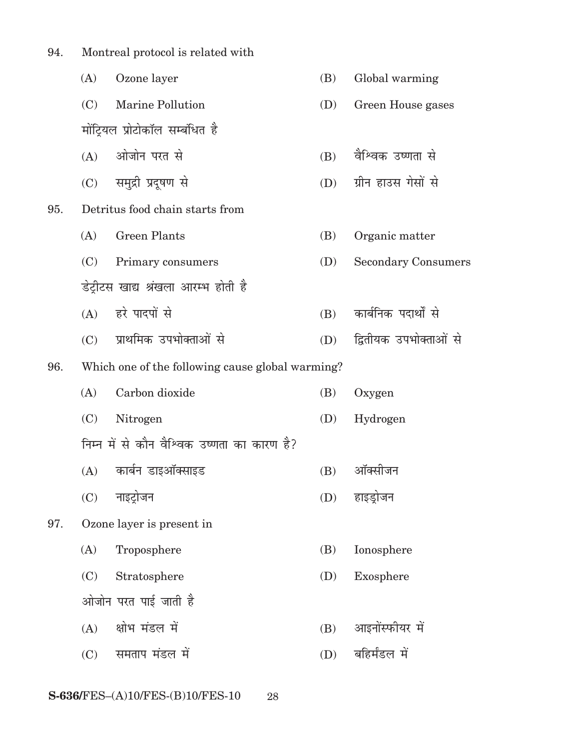94. Montreal protocol is related with

(A) Ozone layer (B) Global warming

(C) Marine Pollution (D) Green House gases

मोंट्रियल प्रोटोकॉल सम्बंधित है

(A) ओजोन परत से (B) वैश्विक उष्णता से

(C) समुद्री प्रदूषण से (D) ग्रीन हाउस गेसों से

95. Detritus food chain starts from

(A) Green Plants (B) Organic matter

(C) Primary consumers (D) Secondary Consumers

डेट्रीटस खाद्य श्रंखला आरम्भ होती है

(A) हरे पादपों से (B) कार्बनिक पदार्थो से

(C) प्राथमिक उपभोक्ताओं से (D) द्वितीयक उपभोक्ताओं से

96. Which one of the following cause global warming?

(A) Carbon dioxide (B) Oxygen

(C) Nitrogen (D) Hydrogen

निम्न में से कौन वैश्विक उष्णता का कारण है?

(A) कार्बन डाइऑक्साइड (B) ऑक्सीजन

(C) नाइट्रोजन (D) हाइड्रोजन

97. Ozone layer is present in

(A) Troposphere (B) Ionosphere

(C) Stratosphere (D) Exosphere

ओजोन परत पाई जाती है

(A) क्षोभ मंडल में (B) आइनोंस्फीयर में

(C) समताप मंडल में (D) बहिर्मंडल में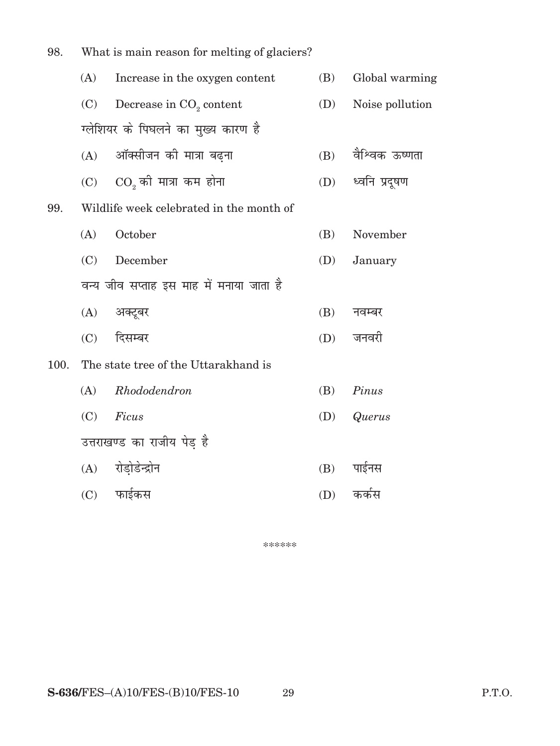98. What is main reason for melting of glaciers?

(A) Increase in the oxygen content (B) Global warming

(C) Decrease in $CO_2$ content (D) Noise pollution

ग्लेशियर के पिघलने का मुख्य कारण है

(A) ऑक्सीजन की मात्रा बढ़ना (B) वैश्विक ऊष्णता

(C) $CO_2$ की मात्रा कम होना (D) ध्वनि प्रदूषण

99. Wildlife week celebrated in the month of

(A) October (B) November

(C) December (D) January

वन्य जीव सप्ताह इस माह में मनाया जाता है

(A) अक्टूबर (B) नवम्बर

(C) दिसम्बर (D) जनवरी

100. The state tree of the Uttarakhand is

(A) *Rhododendron* (B) *Pinus*

(C) *Ficus* (D) *Querus*

उत्तराखण्ड का राजीय पेड़ है

(A) रोड़ोडेन्ड्रोन (B) पाईनस

(C) फाईकस (D) कर्कस

******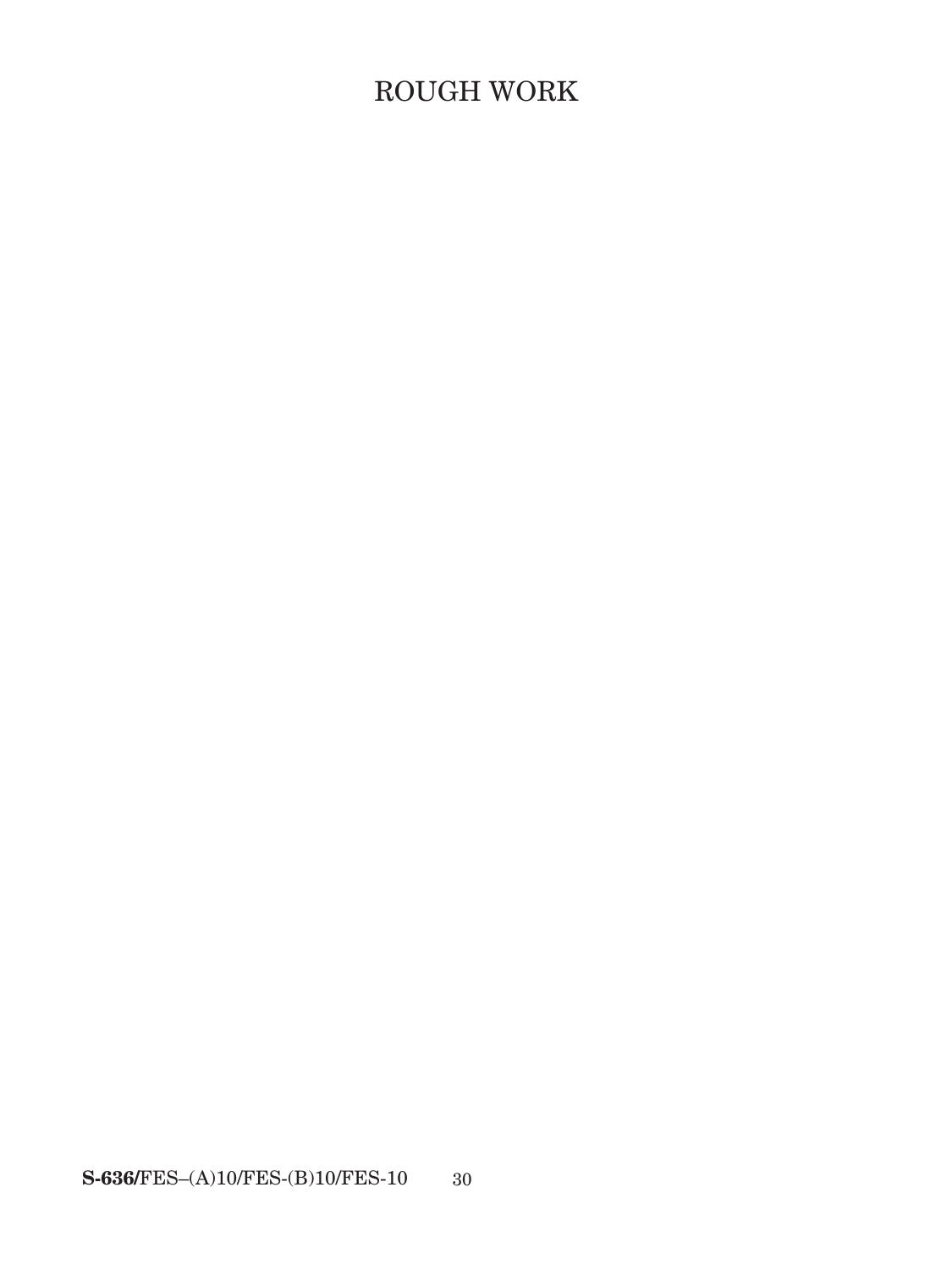# ROUGH WORK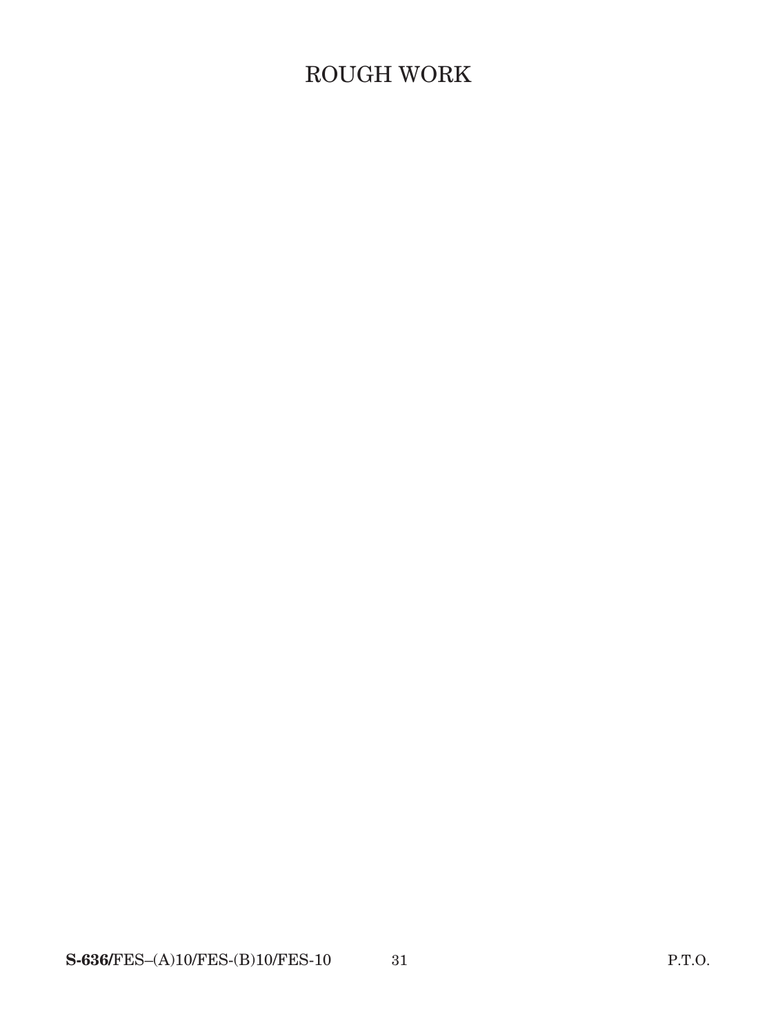# ROUGH WORK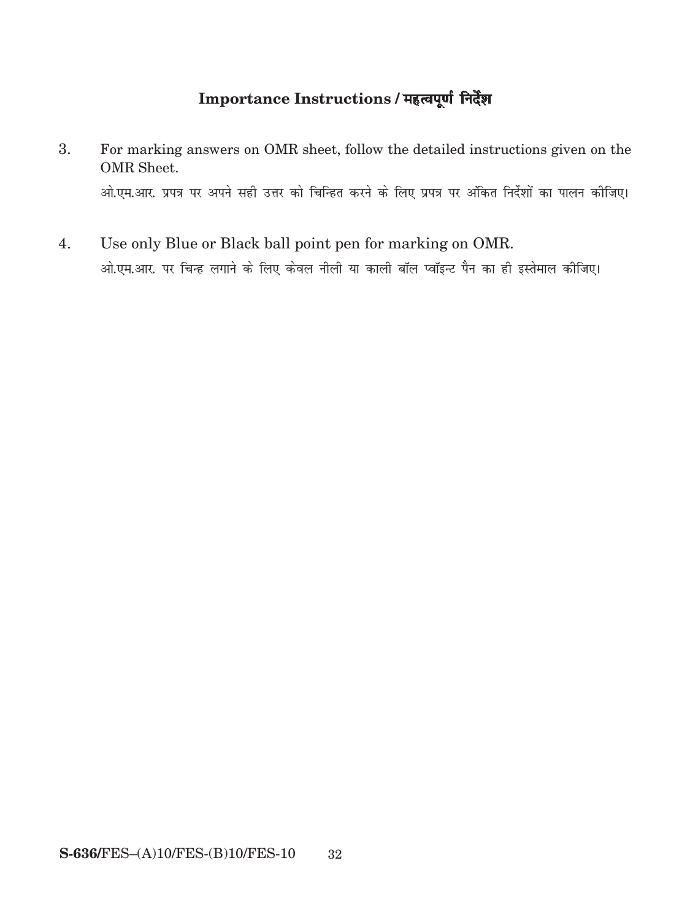## Importance Instructions / महत्वपूर्ण निर्देश

3. For marking answers on OMR sheet, follow the detailed instructions given on the OMR Sheet.

   ओ.एम.आर. प्रपत्र पर अपने सही उत्तर को चिन्हित करने के लिए प्रपत्र पर अंकित निर्देशों का पालन कीजिए।

4. Use only Blue or Black ball point pen for marking on OMR.

   ओ.एम.आर. पर चिन्ह लगाने के लिए केवल नीली या काली बॉल प्वॉइन्ट पैन का ही इस्तेमाल कीजिए।